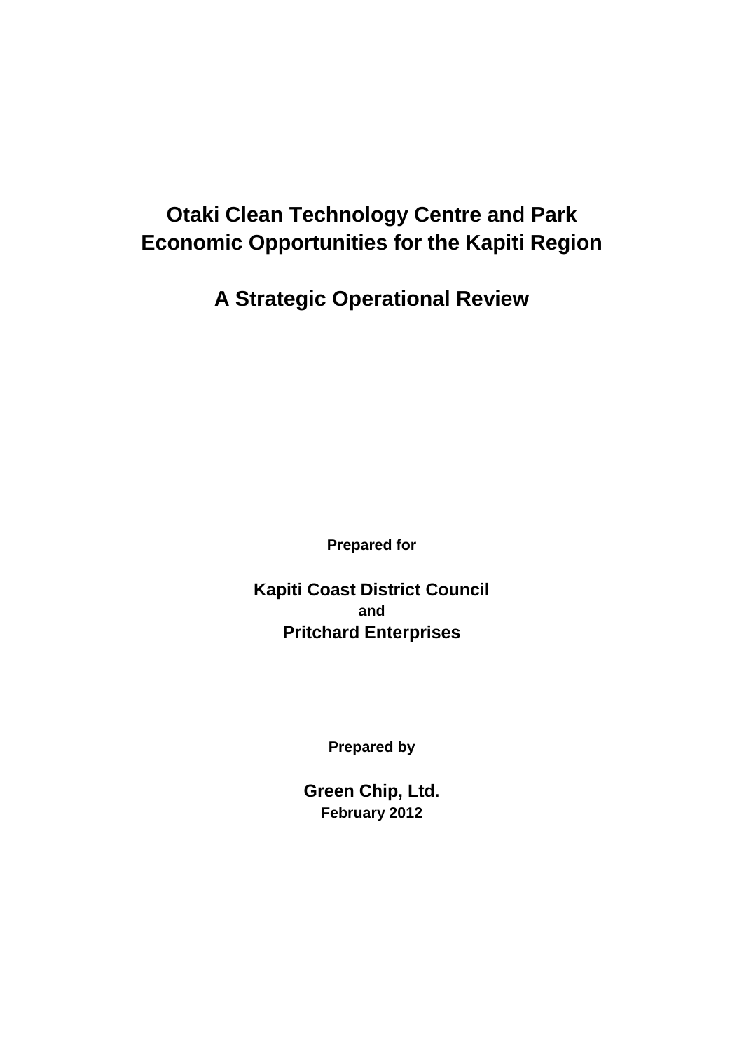# Otaki Clean Technology Centre and Park
# Economic Opportunities for the Kapiti Region

## A Strategic Operational Review

**Prepared for**

**Kapiti Coast District Council**
**and**
**Pritchard Enterprises**

**Prepared by**

**Green Chip, Ltd.**
**February 2012**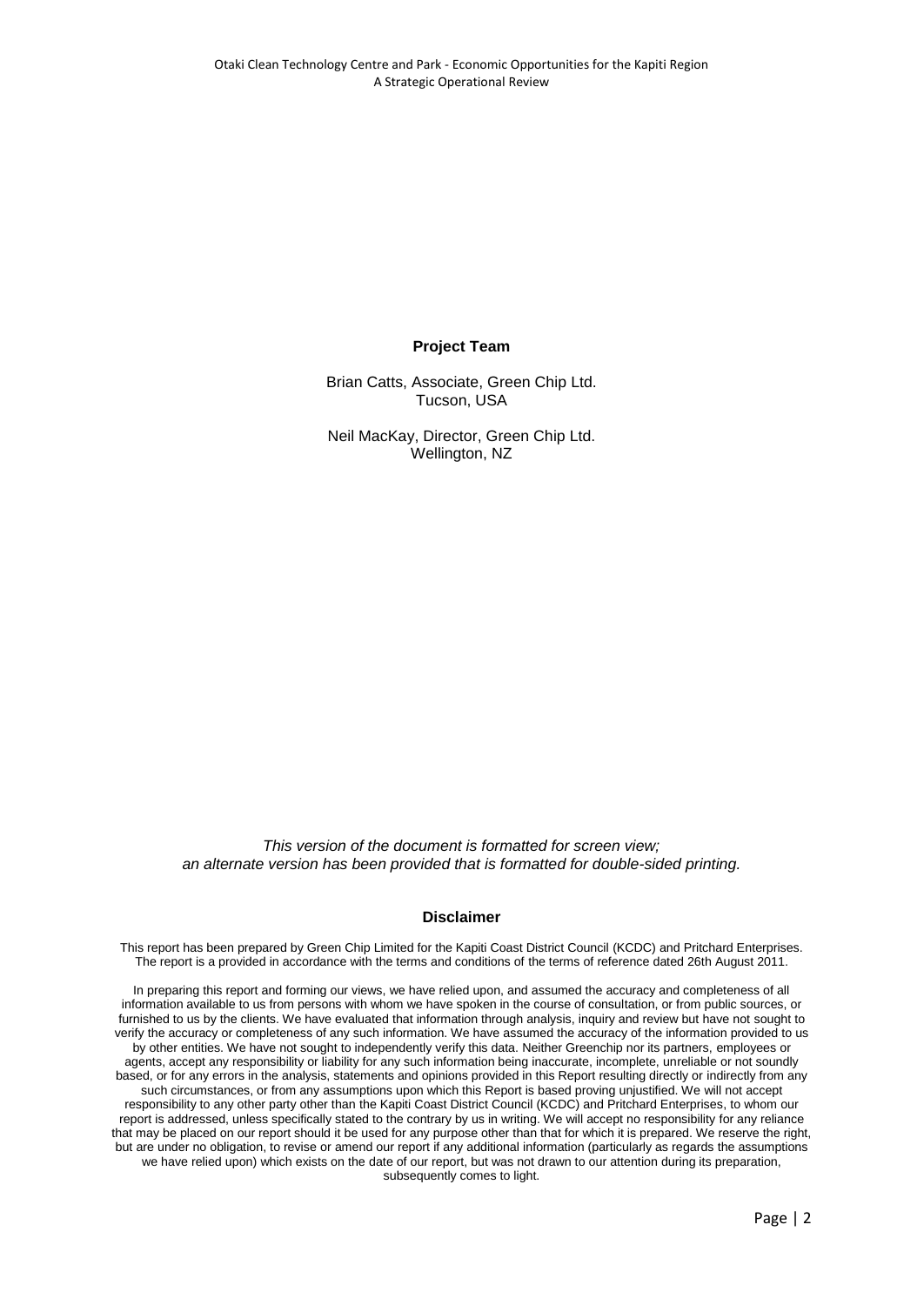**Project Team**

Brian Catts, Associate, Green Chip Ltd.
Tucson, USA

Neil MacKay, Director, Green Chip Ltd.
Wellington, NZ

*This version of the document is formatted for screen view;*
*an alternate version has been provided that is formatted for double-sided printing.*

**Disclaimer**

This report has been prepared by Green Chip Limited for the Kapiti Coast District Council (KCDC) and Pritchard Enterprises. The report is a provided in accordance with the terms and conditions of the terms of reference dated 26th August 2011.

In preparing this report and forming our views, we have relied upon, and assumed the accuracy and completeness of all information available to us from persons with whom we have spoken in the course of consultation, or from public sources, or furnished to us by the clients. We have evaluated that information through analysis, inquiry and review but have not sought to verify the accuracy or completeness of any such information. We have assumed the accuracy of the information provided to us by other entities. We have not sought to independently verify this data. Neither Greenchip nor its partners, employees or agents, accept any responsibility or liability for any such information being inaccurate, incomplete, unreliable or not soundly based, or for any errors in the analysis, statements and opinions provided in this Report resulting directly or indirectly from any such circumstances, or from any assumptions upon which this Report is based proving unjustified. We will not accept responsibility to any other party other than the Kapiti Coast District Council (KCDC) and Pritchard Enterprises, to whom our report is addressed, unless specifically stated to the contrary by us in writing. We will accept no responsibility for any reliance that may be placed on our report should it be used for any purpose other than that for which it is prepared. We reserve the right, but are under no obligation, to revise or amend our report if any additional information (particularly as regards the assumptions we have relied upon) which exists on the date of our report, but was not drawn to our attention during its preparation, subsequently comes to light.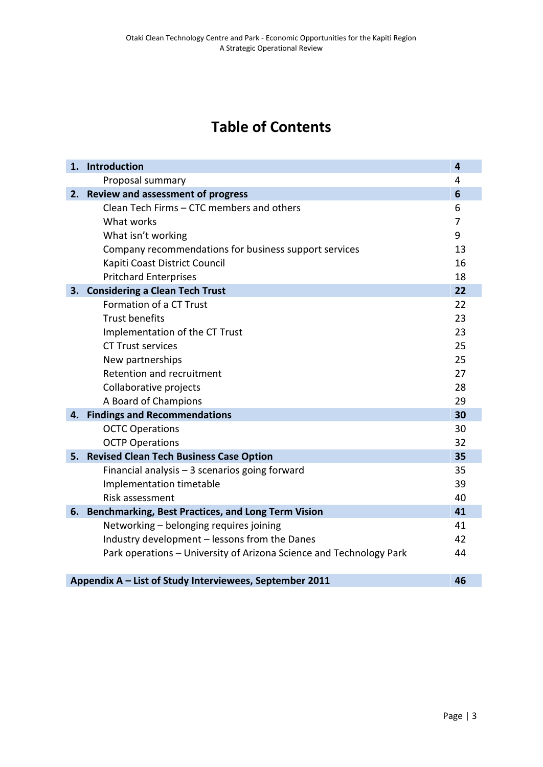# Table of Contents

| | |
|---|---|
| **1. Introduction** | **4** |
| Proposal summary | 4 |
| **2. Review and assessment of progress** | **6** |
| Clean Tech Firms – CTC members and others | 6 |
| What works | 7 |
| What isn't working | 9 |
| Company recommendations for business support services | 13 |
| Kapiti Coast District Council | 16 |
| Pritchard Enterprises | 18 |
| **3. Considering a Clean Tech Trust** | **22** |
| Formation of a CT Trust | 22 |
| Trust benefits | 23 |
| Implementation of the CT Trust | 23 |
| CT Trust services | 25 |
| New partnerships | 25 |
| Retention and recruitment | 27 |
| Collaborative projects | 28 |
| A Board of Champions | 29 |
| **4. Findings and Recommendations** | **30** |
| OCTC Operations | 30 |
| OCTP Operations | 32 |
| **5. Revised Clean Tech Business Case Option** | **35** |
| Financial analysis – 3 scenarios going forward | 35 |
| Implementation timetable | 39 |
| Risk assessment | 40 |
| **6. Benchmarking, Best Practices, and Long Term Vision** | **41** |
| Networking – belonging requires joining | 41 |
| Industry development – lessons from the Danes | 42 |
| Park operations – University of Arizona Science and Technology Park | 44 |
| **Appendix A – List of Study Interviewees, September 2011** | **46** |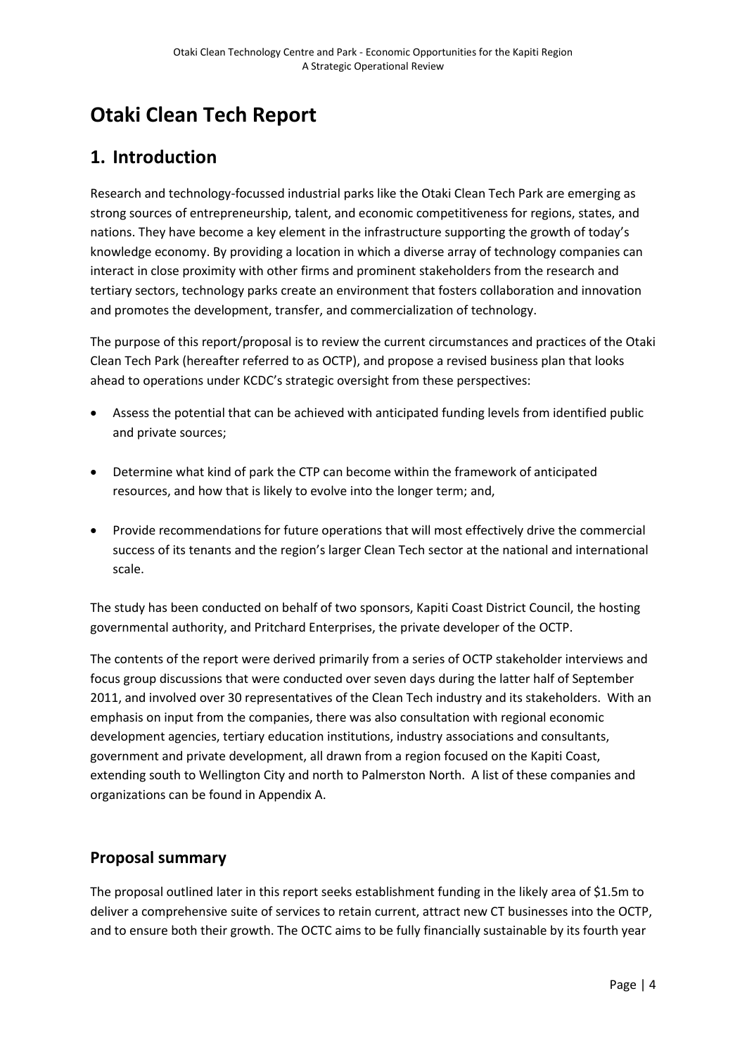# Otaki Clean Tech Report

## 1. Introduction

Research and technology-focussed industrial parks like the Otaki Clean Tech Park are emerging as strong sources of entrepreneurship, talent, and economic competitiveness for regions, states, and nations. They have become a key element in the infrastructure supporting the growth of today's knowledge economy. By providing a location in which a diverse array of technology companies can interact in close proximity with other firms and prominent stakeholders from the research and tertiary sectors, technology parks create an environment that fosters collaboration and innovation and promotes the development, transfer, and commercialization of technology.

The purpose of this report/proposal is to review the current circumstances and practices of the Otaki Clean Tech Park (hereafter referred to as OCTP), and propose a revised business plan that looks ahead to operations under KCDC's strategic oversight from these perspectives:

- Assess the potential that can be achieved with anticipated funding levels from identified public and private sources;
- Determine what kind of park the CTP can become within the framework of anticipated resources, and how that is likely to evolve into the longer term; and,
- Provide recommendations for future operations that will most effectively drive the commercial success of its tenants and the region's larger Clean Tech sector at the national and international scale.

The study has been conducted on behalf of two sponsors, Kapiti Coast District Council, the hosting governmental authority, and Pritchard Enterprises, the private developer of the OCTP.

The contents of the report were derived primarily from a series of OCTP stakeholder interviews and focus group discussions that were conducted over seven days during the latter half of September 2011, and involved over 30 representatives of the Clean Tech industry and its stakeholders. With an emphasis on input from the companies, there was also consultation with regional economic development agencies, tertiary education institutions, industry associations and consultants, government and private development, all drawn from a region focused on the Kapiti Coast, extending south to Wellington City and north to Palmerston North. A list of these companies and organizations can be found in Appendix A.

### Proposal summary

The proposal outlined later in this report seeks establishment funding in the likely area of $1.5m to deliver a comprehensive suite of services to retain current, attract new CT businesses into the OCTP, and to ensure both their growth. The OCTC aims to be fully financially sustainable by its fourth year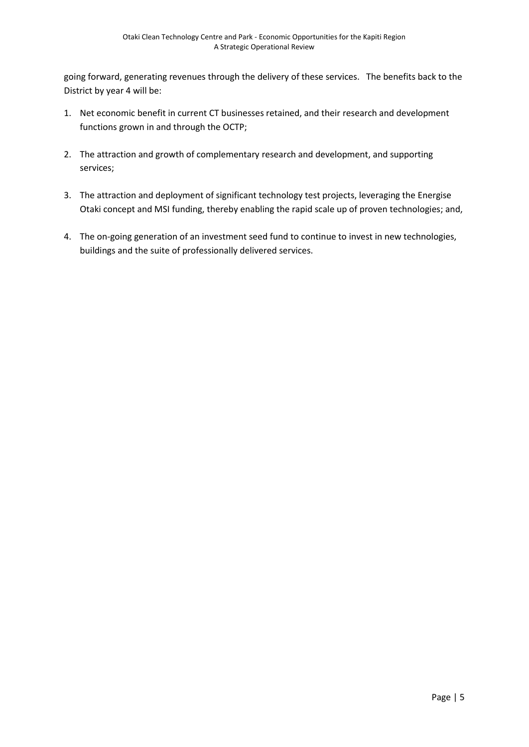going forward, generating revenues through the delivery of these services. The benefits back to the District by year 4 will be:

1. Net economic benefit in current CT businesses retained, and their research and development functions grown in and through the OCTP;
2. The attraction and growth of complementary research and development, and supporting services;
3. The attraction and deployment of significant technology test projects, leveraging the Energise Otaki concept and MSI funding, thereby enabling the rapid scale up of proven technologies; and,
4. The on-going generation of an investment seed fund to continue to invest in new technologies, buildings and the suite of professionally delivered services.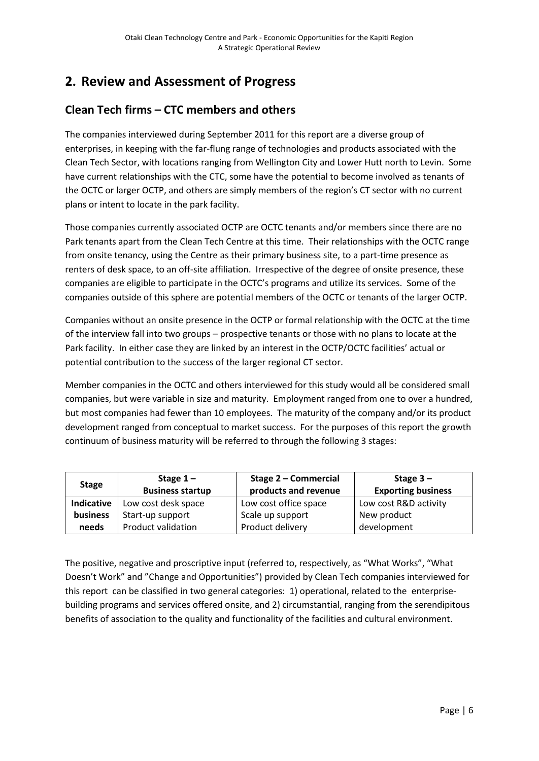## 2. Review and Assessment of Progress

### Clean Tech firms – CTC members and others

The companies interviewed during September 2011 for this report are a diverse group of enterprises, in keeping with the far-flung range of technologies and products associated with the Clean Tech Sector, with locations ranging from Wellington City and Lower Hutt north to Levin. Some have current relationships with the CTC, some have the potential to become involved as tenants of the OCTC or larger OCTP, and others are simply members of the region's CT sector with no current plans or intent to locate in the park facility.

Those companies currently associated OCTP are OCTC tenants and/or members since there are no Park tenants apart from the Clean Tech Centre at this time. Their relationships with the OCTC range from onsite tenancy, using the Centre as their primary business site, to a part-time presence as renters of desk space, to an off-site affiliation. Irrespective of the degree of onsite presence, these companies are eligible to participate in the OCTC's programs and utilize its services. Some of the companies outside of this sphere are potential members of the OCTC or tenants of the larger OCTP.

Companies without an onsite presence in the OCTP or formal relationship with the OCTC at the time of the interview fall into two groups – prospective tenants or those with no plans to locate at the Park facility. In either case they are linked by an interest in the OCTP/OCTC facilities' actual or potential contribution to the success of the larger regional CT sector.

Member companies in the OCTC and others interviewed for this study would all be considered small companies, but were variable in size and maturity. Employment ranged from one to over a hundred, but most companies had fewer than 10 employees. The maturity of the company and/or its product development ranged from conceptual to market success. For the purposes of this report the growth continuum of business maturity will be referred to through the following 3 stages:

| Stage | Stage 1 – Business startup | Stage 2 – Commercial products and revenue | Stage 3 – Exporting business |
|---|---|---|---|
| Indicative business needs | Low cost desk space<br>Start-up support<br>Product validation | Low cost office space<br>Scale up support<br>Product delivery | Low cost R&D activity<br>New product development |

The positive, negative and proscriptive input (referred to, respectively, as "What Works", "What Doesn't Work" and "Change and Opportunities") provided by Clean Tech companies interviewed for this report can be classified in two general categories: 1) operational, related to the enterprise-building programs and services offered onsite, and 2) circumstantial, ranging from the serendipitous benefits of association to the quality and functionality of the facilities and cultural environment.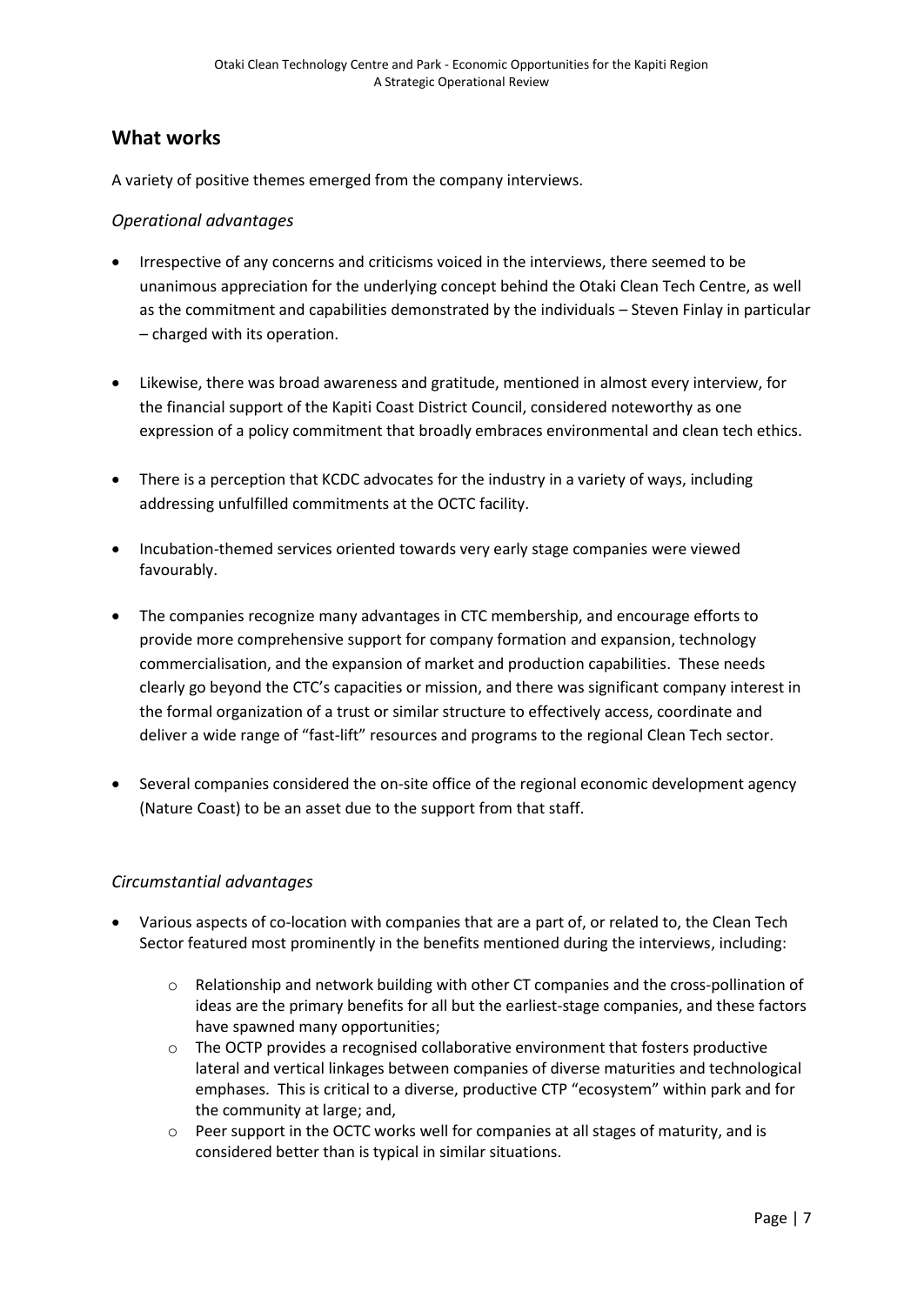## What works

A variety of positive themes emerged from the company interviews.

### *Operational advantages*

- Irrespective of any concerns and criticisms voiced in the interviews, there seemed to be unanimous appreciation for the underlying concept behind the Otaki Clean Tech Centre, as well as the commitment and capabilities demonstrated by the individuals – Steven Finlay in particular – charged with its operation.
- Likewise, there was broad awareness and gratitude, mentioned in almost every interview, for the financial support of the Kapiti Coast District Council, considered noteworthy as one expression of a policy commitment that broadly embraces environmental and clean tech ethics.
- There is a perception that KCDC advocates for the industry in a variety of ways, including addressing unfulfilled commitments at the OCTC facility.
- Incubation-themed services oriented towards very early stage companies were viewed favourably.
- The companies recognize many advantages in CTC membership, and encourage efforts to provide more comprehensive support for company formation and expansion, technology commercialisation, and the expansion of market and production capabilities. These needs clearly go beyond the CTC's capacities or mission, and there was significant company interest in the formal organization of a trust or similar structure to effectively access, coordinate and deliver a wide range of "fast-lift" resources and programs to the regional Clean Tech sector.
- Several companies considered the on-site office of the regional economic development agency (Nature Coast) to be an asset due to the support from that staff.

### *Circumstantial advantages*

- Various aspects of co-location with companies that are a part of, or related to, the Clean Tech Sector featured most prominently in the benefits mentioned during the interviews, including:
  - Relationship and network building with other CT companies and the cross-pollination of ideas are the primary benefits for all but the earliest-stage companies, and these factors have spawned many opportunities;
  - The OCTP provides a recognised collaborative environment that fosters productive lateral and vertical linkages between companies of diverse maturities and technological emphases. This is critical to a diverse, productive CTP "ecosystem" within park and for the community at large; and,
  - Peer support in the OCTC works well for companies at all stages of maturity, and is considered better than is typical in similar situations.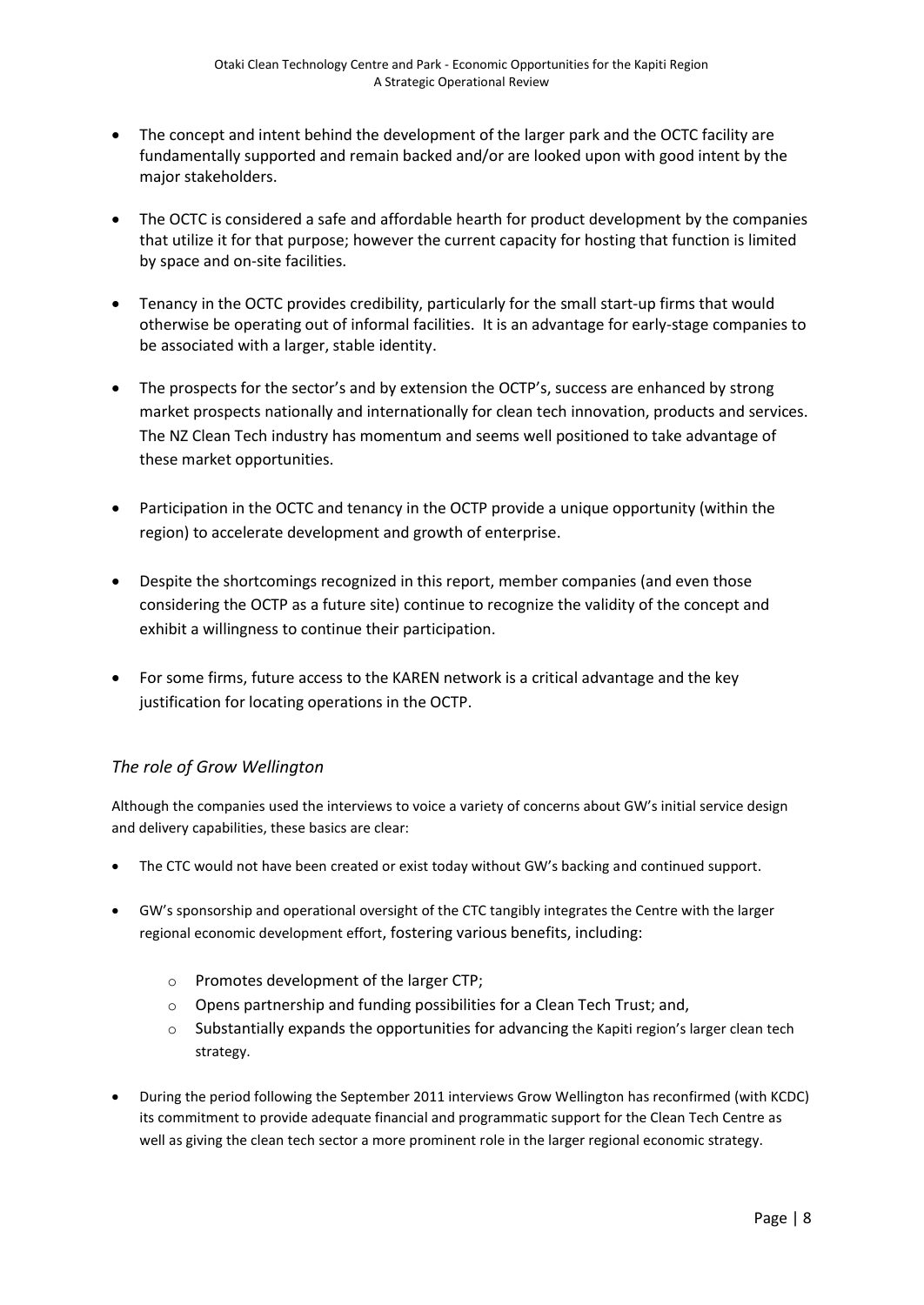- The concept and intent behind the development of the larger park and the OCTC facility are fundamentally supported and remain backed and/or are looked upon with good intent by the major stakeholders.

- The OCTC is considered a safe and affordable hearth for product development by the companies that utilize it for that purpose; however the current capacity for hosting that function is limited by space and on-site facilities.

- Tenancy in the OCTC provides credibility, particularly for the small start-up firms that would otherwise be operating out of informal facilities. It is an advantage for early-stage companies to be associated with a larger, stable identity.

- The prospects for the sector's and by extension the OCTP's, success are enhanced by strong market prospects nationally and internationally for clean tech innovation, products and services. The NZ Clean Tech industry has momentum and seems well positioned to take advantage of these market opportunities.

- Participation in the OCTC and tenancy in the OCTP provide a unique opportunity (within the region) to accelerate development and growth of enterprise.

- Despite the shortcomings recognized in this report, member companies (and even those considering the OCTP as a future site) continue to recognize the validity of the concept and exhibit a willingness to continue their participation.

- For some firms, future access to the KAREN network is a critical advantage and the key justification for locating operations in the OCTP.

### *The role of Grow Wellington*

Although the companies used the interviews to voice a variety of concerns about GW's initial service design and delivery capabilities, these basics are clear:

- The CTC would not have been created or exist today without GW's backing and continued support.

- GW's sponsorship and operational oversight of the CTC tangibly integrates the Centre with the larger regional economic development effort, fostering various benefits, including:
  - Promotes development of the larger CTP;
  - Opens partnership and funding possibilities for a Clean Tech Trust; and,
  - Substantially expands the opportunities for advancing the Kapiti region's larger clean tech strategy.

- During the period following the September 2011 interviews Grow Wellington has reconfirmed (with KCDC) its commitment to provide adequate financial and programmatic support for the Clean Tech Centre as well as giving the clean tech sector a more prominent role in the larger regional economic strategy.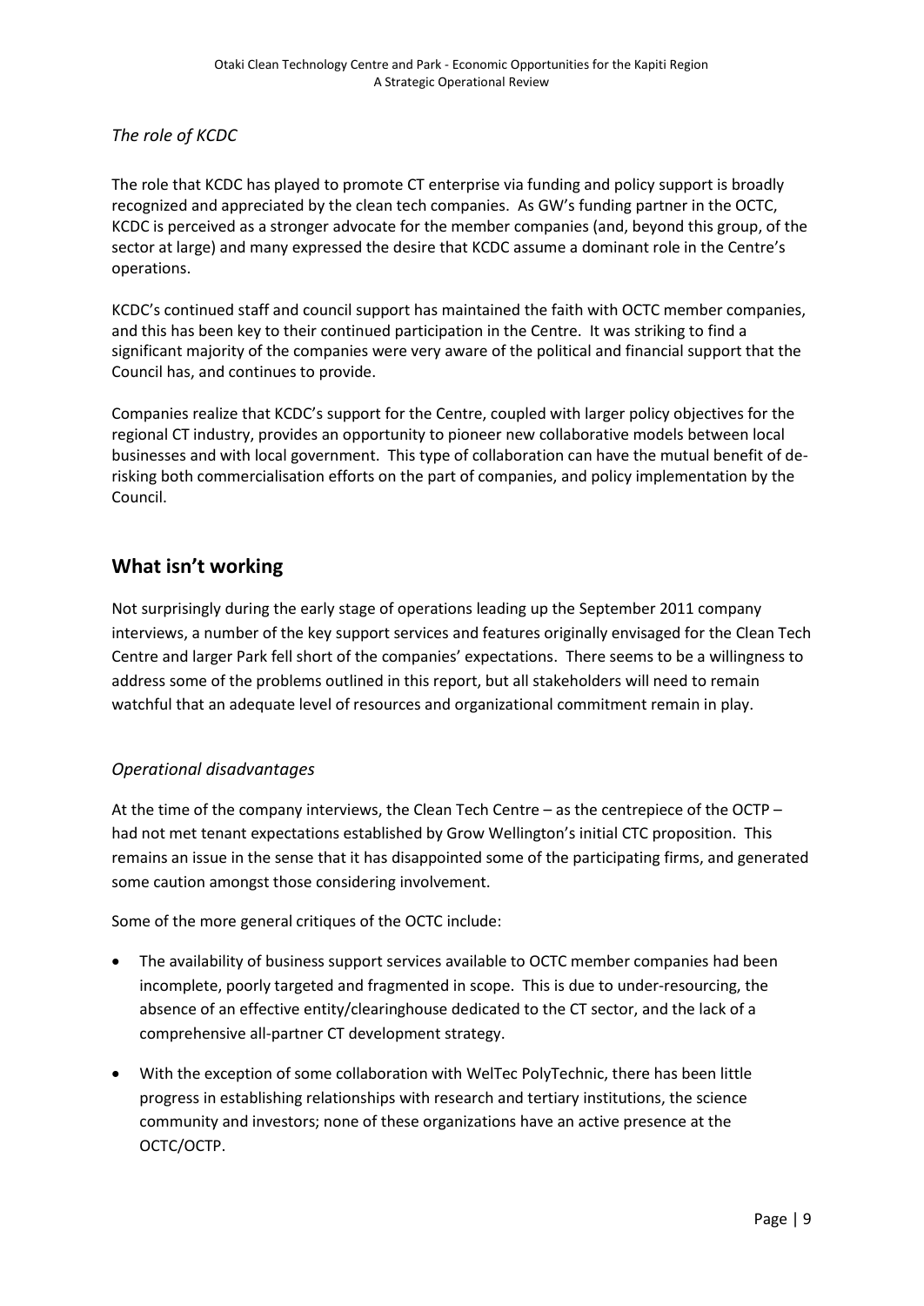*The role of KCDC*

The role that KCDC has played to promote CT enterprise via funding and policy support is broadly recognized and appreciated by the clean tech companies. As GW's funding partner in the OCTC, KCDC is perceived as a stronger advocate for the member companies (and, beyond this group, of the sector at large) and many expressed the desire that KCDC assume a dominant role in the Centre's operations.

KCDC's continued staff and council support has maintained the faith with OCTC member companies, and this has been key to their continued participation in the Centre. It was striking to find a significant majority of the companies were very aware of the political and financial support that the Council has, and continues to provide.

Companies realize that KCDC's support for the Centre, coupled with larger policy objectives for the regional CT industry, provides an opportunity to pioneer new collaborative models between local businesses and with local government. This type of collaboration can have the mutual benefit of de-risking both commercialisation efforts on the part of companies, and policy implementation by the Council.

## What isn't working

Not surprisingly during the early stage of operations leading up the September 2011 company interviews, a number of the key support services and features originally envisaged for the Clean Tech Centre and larger Park fell short of the companies' expectations. There seems to be a willingness to address some of the problems outlined in this report, but all stakeholders will need to remain watchful that an adequate level of resources and organizational commitment remain in play.

*Operational disadvantages*

At the time of the company interviews, the Clean Tech Centre – as the centrepiece of the OCTP – had not met tenant expectations established by Grow Wellington's initial CTC proposition. This remains an issue in the sense that it has disappointed some of the participating firms, and generated some caution amongst those considering involvement.

Some of the more general critiques of the OCTC include:

- The availability of business support services available to OCTC member companies had been incomplete, poorly targeted and fragmented in scope. This is due to under-resourcing, the absence of an effective entity/clearinghouse dedicated to the CT sector, and the lack of a comprehensive all-partner CT development strategy.
- With the exception of some collaboration with WelTec PolyTechnic, there has been little progress in establishing relationships with research and tertiary institutions, the science community and investors; none of these organizations have an active presence at the OCTC/OCTP.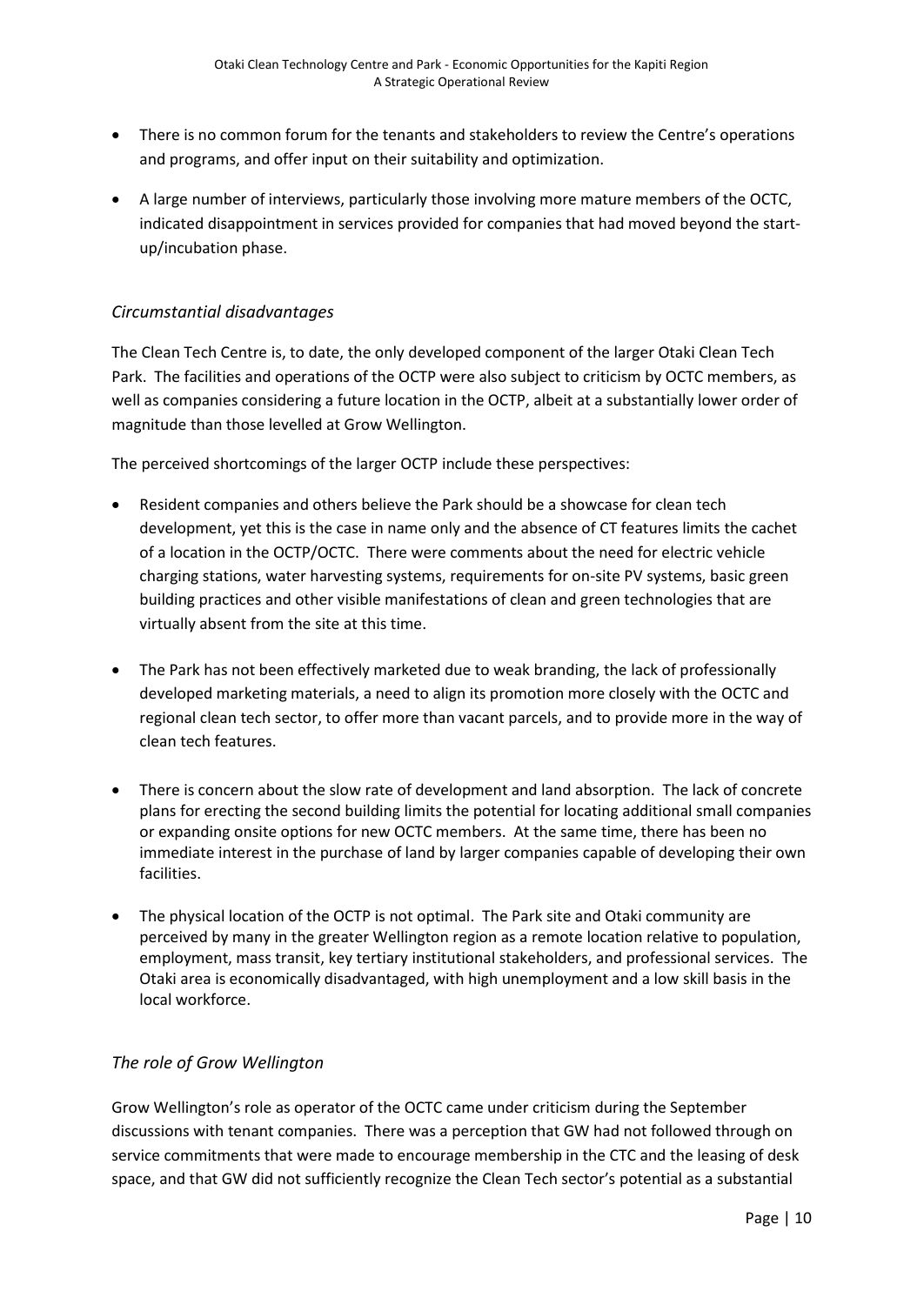- There is no common forum for the tenants and stakeholders to review the Centre's operations and programs, and offer input on their suitability and optimization.

- A large number of interviews, particularly those involving more mature members of the OCTC, indicated disappointment in services provided for companies that had moved beyond the start-up/incubation phase.

### *Circumstantial disadvantages*

The Clean Tech Centre is, to date, the only developed component of the larger Otaki Clean Tech Park. The facilities and operations of the OCTP were also subject to criticism by OCTC members, as well as companies considering a future location in the OCTP, albeit at a substantially lower order of magnitude than those levelled at Grow Wellington.

The perceived shortcomings of the larger OCTP include these perspectives:

- Resident companies and others believe the Park should be a showcase for clean tech development, yet this is the case in name only and the absence of CT features limits the cachet of a location in the OCTP/OCTC. There were comments about the need for electric vehicle charging stations, water harvesting systems, requirements for on-site PV systems, basic green building practices and other visible manifestations of clean and green technologies that are virtually absent from the site at this time.

- The Park has not been effectively marketed due to weak branding, the lack of professionally developed marketing materials, a need to align its promotion more closely with the OCTC and regional clean tech sector, to offer more than vacant parcels, and to provide more in the way of clean tech features.

- There is concern about the slow rate of development and land absorption. The lack of concrete plans for erecting the second building limits the potential for locating additional small companies or expanding onsite options for new OCTC members. At the same time, there has been no immediate interest in the purchase of land by larger companies capable of developing their own facilities.

- The physical location of the OCTP is not optimal. The Park site and Otaki community are perceived by many in the greater Wellington region as a remote location relative to population, employment, mass transit, key tertiary institutional stakeholders, and professional services. The Otaki area is economically disadvantaged, with high unemployment and a low skill basis in the local workforce.

### *The role of Grow Wellington*

Grow Wellington's role as operator of the OCTC came under criticism during the September discussions with tenant companies. There was a perception that GW had not followed through on service commitments that were made to encourage membership in the CTC and the leasing of desk space, and that GW did not sufficiently recognize the Clean Tech sector's potential as a substantial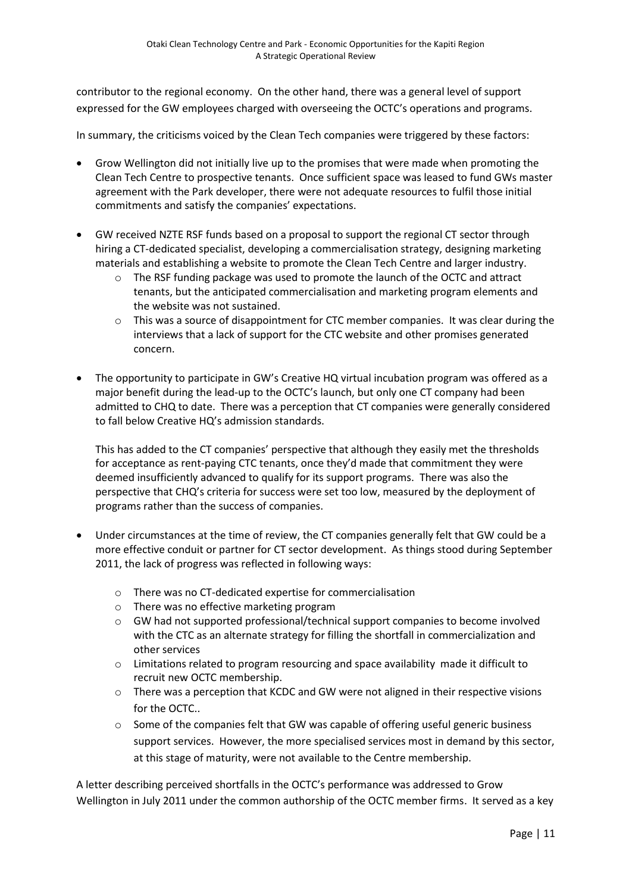contributor to the regional economy. On the other hand, there was a general level of support expressed for the GW employees charged with overseeing the OCTC's operations and programs.

In summary, the criticisms voiced by the Clean Tech companies were triggered by these factors:

- Grow Wellington did not initially live up to the promises that were made when promoting the Clean Tech Centre to prospective tenants. Once sufficient space was leased to fund GWs master agreement with the Park developer, there were not adequate resources to fulfil those initial commitments and satisfy the companies' expectations.

- GW received NZTE RSF funds based on a proposal to support the regional CT sector through hiring a CT-dedicated specialist, developing a commercialisation strategy, designing marketing materials and establishing a website to promote the Clean Tech Centre and larger industry.
  - The RSF funding package was used to promote the launch of the OCTC and attract tenants, but the anticipated commercialisation and marketing program elements and the website was not sustained.
  - This was a source of disappointment for CTC member companies. It was clear during the interviews that a lack of support for the CTC website and other promises generated concern.

- The opportunity to participate in GW's Creative HQ virtual incubation program was offered as a major benefit during the lead-up to the OCTC's launch, but only one CT company had been admitted to CHQ to date. There was a perception that CT companies were generally considered to fall below Creative HQ's admission standards.

  This has added to the CT companies' perspective that although they easily met the thresholds for acceptance as rent-paying CTC tenants, once they'd made that commitment they were deemed insufficiently advanced to qualify for its support programs. There was also the perspective that CHQ's criteria for success were set too low, measured by the deployment of programs rather than the success of companies.

- Under circumstances at the time of review, the CT companies generally felt that GW could be a more effective conduit or partner for CT sector development. As things stood during September 2011, the lack of progress was reflected in following ways:

  - There was no CT-dedicated expertise for commercialisation
  - There was no effective marketing program
  - GW had not supported professional/technical support companies to become involved with the CTC as an alternate strategy for filling the shortfall in commercialization and other services
  - Limitations related to program resourcing and space availability made it difficult to recruit new OCTC membership.
  - There was a perception that KCDC and GW were not aligned in their respective visions for the OCTC..
  - Some of the companies felt that GW was capable of offering useful generic business support services. However, the more specialised services most in demand by this sector, at this stage of maturity, were not available to the Centre membership.

A letter describing perceived shortfalls in the OCTC's performance was addressed to Grow Wellington in July 2011 under the common authorship of the OCTC member firms. It served as a key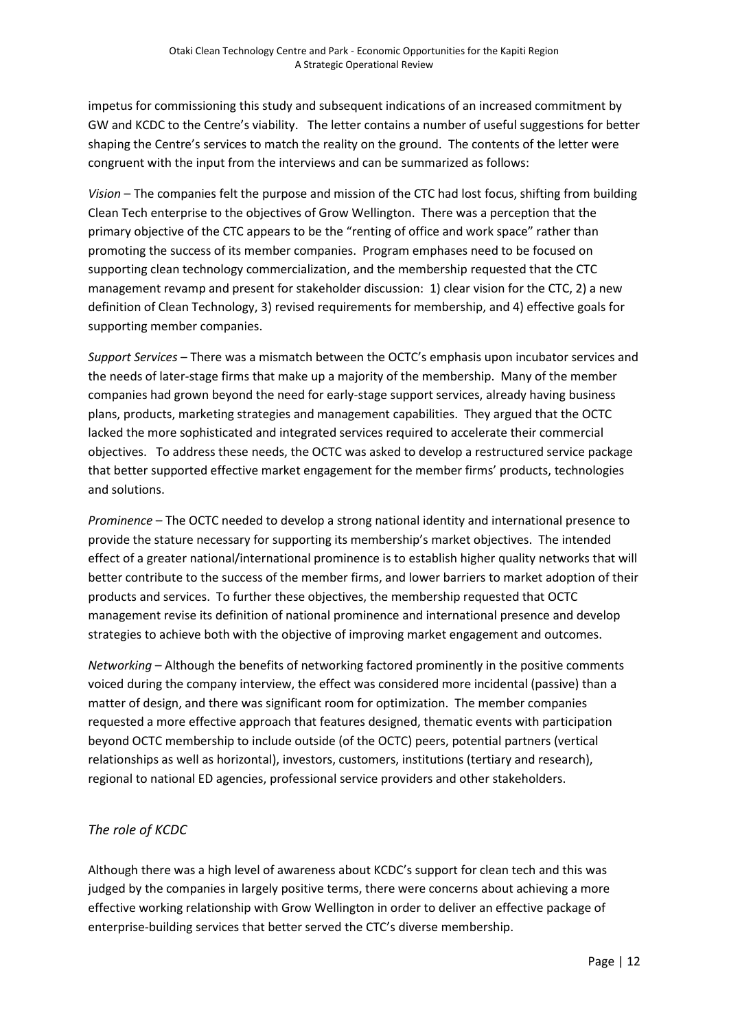impetus for commissioning this study and subsequent indications of an increased commitment by GW and KCDC to the Centre's viability. The letter contains a number of useful suggestions for better shaping the Centre's services to match the reality on the ground. The contents of the letter were congruent with the input from the interviews and can be summarized as follows:

*Vision* – The companies felt the purpose and mission of the CTC had lost focus, shifting from building Clean Tech enterprise to the objectives of Grow Wellington. There was a perception that the primary objective of the CTC appears to be the "renting of office and work space" rather than promoting the success of its member companies. Program emphases need to be focused on supporting clean technology commercialization, and the membership requested that the CTC management revamp and present for stakeholder discussion: 1) clear vision for the CTC, 2) a new definition of Clean Technology, 3) revised requirements for membership, and 4) effective goals for supporting member companies.

*Support Services* – There was a mismatch between the OCTC's emphasis upon incubator services and the needs of later-stage firms that make up a majority of the membership. Many of the member companies had grown beyond the need for early-stage support services, already having business plans, products, marketing strategies and management capabilities. They argued that the OCTC lacked the more sophisticated and integrated services required to accelerate their commercial objectives. To address these needs, the OCTC was asked to develop a restructured service package that better supported effective market engagement for the member firms' products, technologies and solutions.

*Prominence* – The OCTC needed to develop a strong national identity and international presence to provide the stature necessary for supporting its membership's market objectives. The intended effect of a greater national/international prominence is to establish higher quality networks that will better contribute to the success of the member firms, and lower barriers to market adoption of their products and services. To further these objectives, the membership requested that OCTC management revise its definition of national prominence and international presence and develop strategies to achieve both with the objective of improving market engagement and outcomes.

*Networking* – Although the benefits of networking factored prominently in the positive comments voiced during the company interview, the effect was considered more incidental (passive) than a matter of design, and there was significant room for optimization. The member companies requested a more effective approach that features designed, thematic events with participation beyond OCTC membership to include outside (of the OCTC) peers, potential partners (vertical relationships as well as horizontal), investors, customers, institutions (tertiary and research), regional to national ED agencies, professional service providers and other stakeholders.

### *The role of KCDC*

Although there was a high level of awareness about KCDC's support for clean tech and this was judged by the companies in largely positive terms, there were concerns about achieving a more effective working relationship with Grow Wellington in order to deliver an effective package of enterprise-building services that better served the CTC's diverse membership.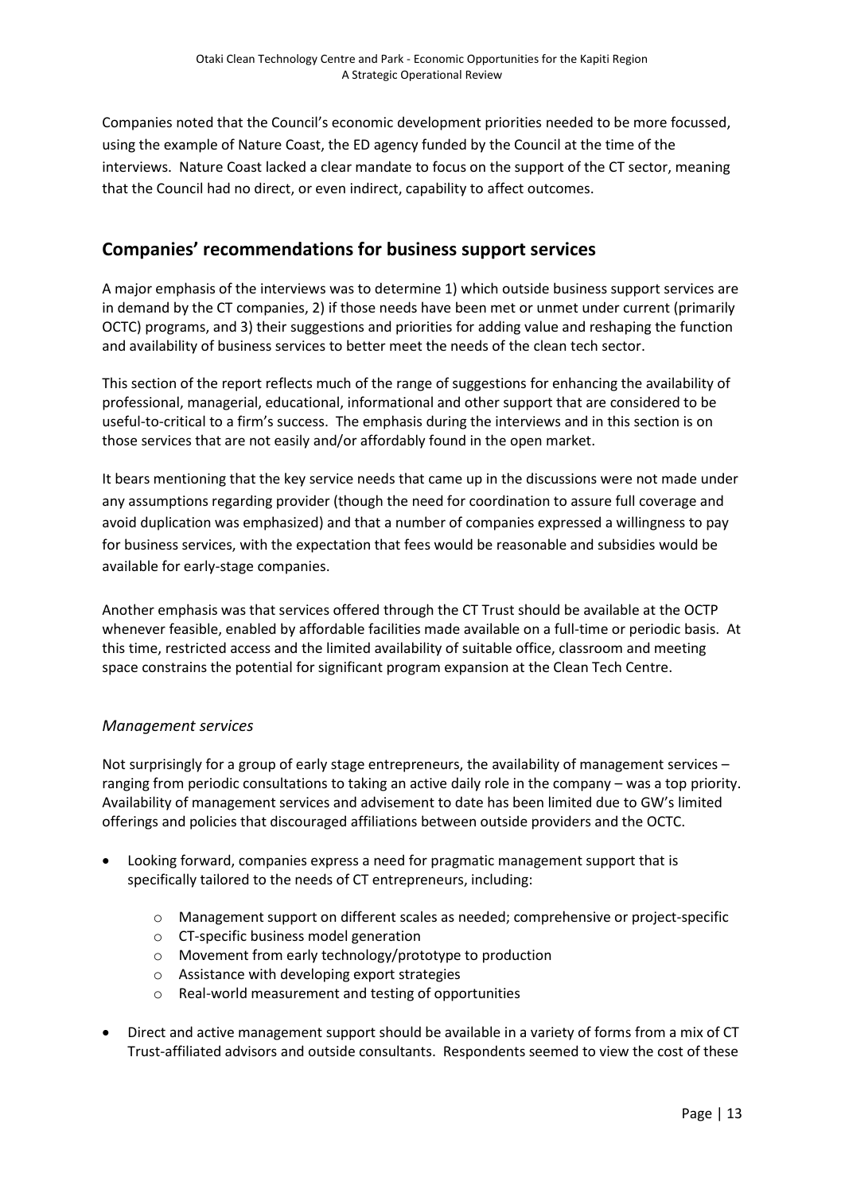Companies noted that the Council's economic development priorities needed to be more focussed, using the example of Nature Coast, the ED agency funded by the Council at the time of the interviews. Nature Coast lacked a clear mandate to focus on the support of the CT sector, meaning that the Council had no direct, or even indirect, capability to affect outcomes.

## Companies' recommendations for business support services

A major emphasis of the interviews was to determine 1) which outside business support services are in demand by the CT companies, 2) if those needs have been met or unmet under current (primarily OCTC) programs, and 3) their suggestions and priorities for adding value and reshaping the function and availability of business services to better meet the needs of the clean tech sector.

This section of the report reflects much of the range of suggestions for enhancing the availability of professional, managerial, educational, informational and other support that are considered to be useful-to-critical to a firm's success. The emphasis during the interviews and in this section is on those services that are not easily and/or affordably found in the open market.

It bears mentioning that the key service needs that came up in the discussions were not made under any assumptions regarding provider (though the need for coordination to assure full coverage and avoid duplication was emphasized) and that a number of companies expressed a willingness to pay for business services, with the expectation that fees would be reasonable and subsidies would be available for early-stage companies.

Another emphasis was that services offered through the CT Trust should be available at the OCTP whenever feasible, enabled by affordable facilities made available on a full-time or periodic basis. At this time, restricted access and the limited availability of suitable office, classroom and meeting space constrains the potential for significant program expansion at the Clean Tech Centre.

### *Management services*

Not surprisingly for a group of early stage entrepreneurs, the availability of management services – ranging from periodic consultations to taking an active daily role in the company – was a top priority. Availability of management services and advisement to date has been limited due to GW's limited offerings and policies that discouraged affiliations between outside providers and the OCTC.

- Looking forward, companies express a need for pragmatic management support that is specifically tailored to the needs of CT entrepreneurs, including:
  - Management support on different scales as needed; comprehensive or project-specific
  - CT-specific business model generation
  - Movement from early technology/prototype to production
  - Assistance with developing export strategies
  - Real-world measurement and testing of opportunities
- Direct and active management support should be available in a variety of forms from a mix of CT Trust-affiliated advisors and outside consultants. Respondents seemed to view the cost of these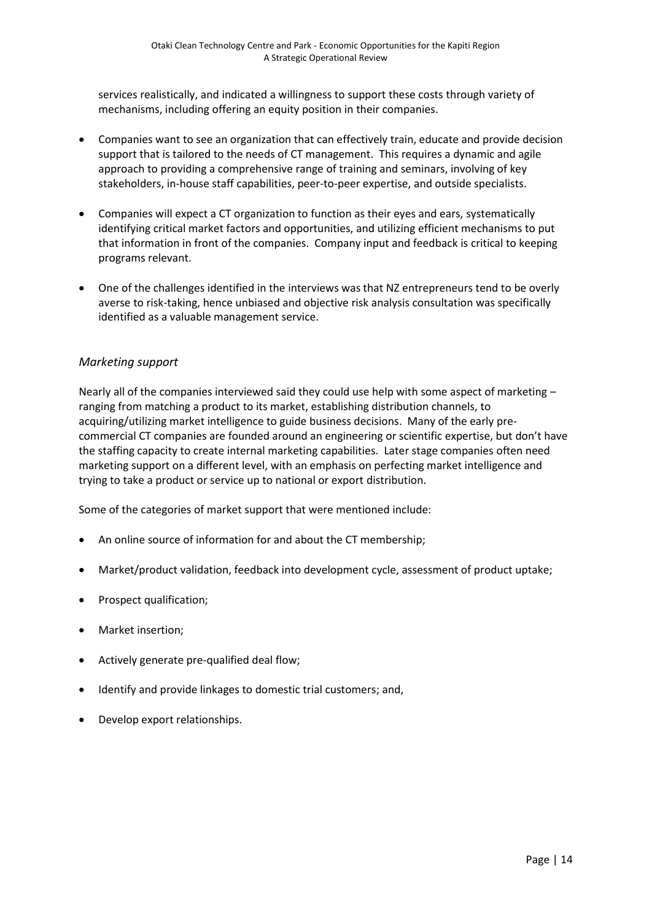services realistically, and indicated a willingness to support these costs through variety of mechanisms, including offering an equity position in their companies.

- Companies want to see an organization that can effectively train, educate and provide decision support that is tailored to the needs of CT management. This requires a dynamic and agile approach to providing a comprehensive range of training and seminars, involving of key stakeholders, in-house staff capabilities, peer-to-peer expertise, and outside specialists.

- Companies will expect a CT organization to function as their eyes and ears, systematically identifying critical market factors and opportunities, and utilizing efficient mechanisms to put that information in front of the companies. Company input and feedback is critical to keeping programs relevant.

- One of the challenges identified in the interviews was that NZ entrepreneurs tend to be overly averse to risk-taking, hence unbiased and objective risk analysis consultation was specifically identified as a valuable management service.

### *Marketing support*

Nearly all of the companies interviewed said they could use help with some aspect of marketing – ranging from matching a product to its market, establishing distribution channels, to acquiring/utilizing market intelligence to guide business decisions. Many of the early pre-commercial CT companies are founded around an engineering or scientific expertise, but don't have the staffing capacity to create internal marketing capabilities. Later stage companies often need marketing support on a different level, with an emphasis on perfecting market intelligence and trying to take a product or service up to national or export distribution.

Some of the categories of market support that were mentioned include:

- An online source of information for and about the CT membership;
- Market/product validation, feedback into development cycle, assessment of product uptake;
- Prospect qualification;
- Market insertion;
- Actively generate pre-qualified deal flow;
- Identify and provide linkages to domestic trial customers; and,
- Develop export relationships.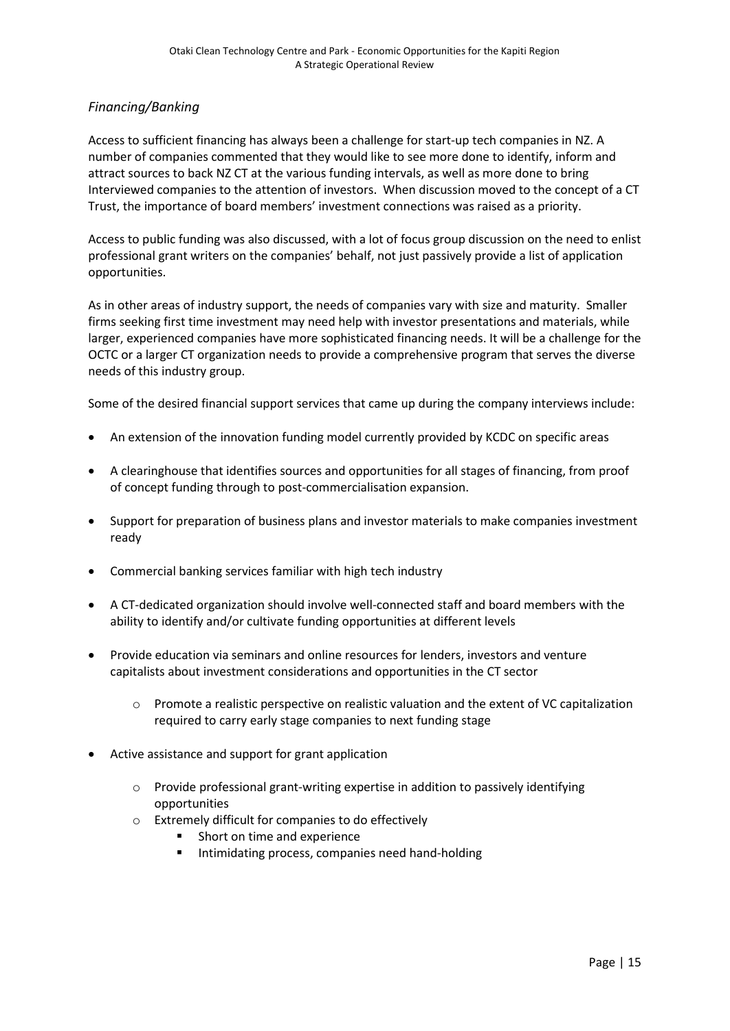### *Financing/Banking*

Access to sufficient financing has always been a challenge for start-up tech companies in NZ. A number of companies commented that they would like to see more done to identify, inform and attract sources to back NZ CT at the various funding intervals, as well as more done to bring Interviewed companies to the attention of investors. When discussion moved to the concept of a CT Trust, the importance of board members' investment connections was raised as a priority.

Access to public funding was also discussed, with a lot of focus group discussion on the need to enlist professional grant writers on the companies' behalf, not just passively provide a list of application opportunities.

As in other areas of industry support, the needs of companies vary with size and maturity. Smaller firms seeking first time investment may need help with investor presentations and materials, while larger, experienced companies have more sophisticated financing needs. It will be a challenge for the OCTC or a larger CT organization needs to provide a comprehensive program that serves the diverse needs of this industry group.

Some of the desired financial support services that came up during the company interviews include:

- An extension of the innovation funding model currently provided by KCDC on specific areas
- A clearinghouse that identifies sources and opportunities for all stages of financing, from proof of concept funding through to post-commercialisation expansion.
- Support for preparation of business plans and investor materials to make companies investment ready
- Commercial banking services familiar with high tech industry
- A CT-dedicated organization should involve well-connected staff and board members with the ability to identify and/or cultivate funding opportunities at different levels
- Provide education via seminars and online resources for lenders, investors and venture capitalists about investment considerations and opportunities in the CT sector
    - Promote a realistic perspective on realistic valuation and the extent of VC capitalization required to carry early stage companies to next funding stage
- Active assistance and support for grant application
    - Provide professional grant-writing expertise in addition to passively identifying opportunities
    - Extremely difficult for companies to do effectively
        - Short on time and experience
        - Intimidating process, companies need hand-holding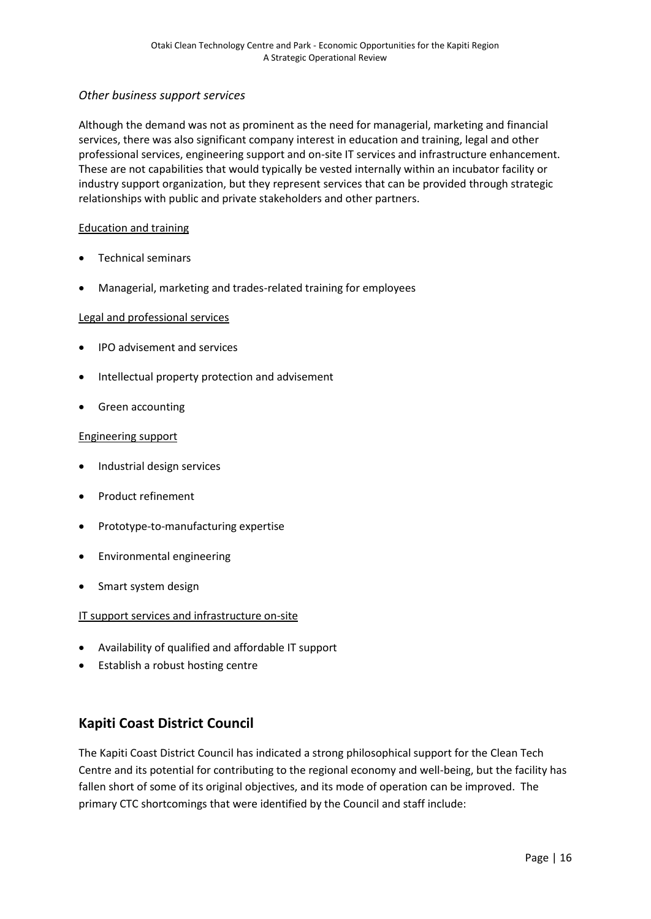*Other business support services*

Although the demand was not as prominent as the need for managerial, marketing and financial services, there was also significant company interest in education and training, legal and other professional services, engineering support and on-site IT services and infrastructure enhancement. These are not capabilities that would typically be vested internally within an incubator facility or industry support organization, but they represent services that can be provided through strategic relationships with public and private stakeholders and other partners.

<u>Education and training</u>

- Technical seminars
- Managerial, marketing and trades-related training for employees

<u>Legal and professional services</u>

- IPO advisement and services
- Intellectual property protection and advisement
- Green accounting

<u>Engineering support</u>

- Industrial design services
- Product refinement
- Prototype-to-manufacturing expertise
- Environmental engineering
- Smart system design

<u>IT support services and infrastructure on-site</u>

- Availability of qualified and affordable IT support
- Establish a robust hosting centre

## Kapiti Coast District Council

The Kapiti Coast District Council has indicated a strong philosophical support for the Clean Tech Centre and its potential for contributing to the regional economy and well-being, but the facility has fallen short of some of its original objectives, and its mode of operation can be improved. The primary CTC shortcomings that were identified by the Council and staff include: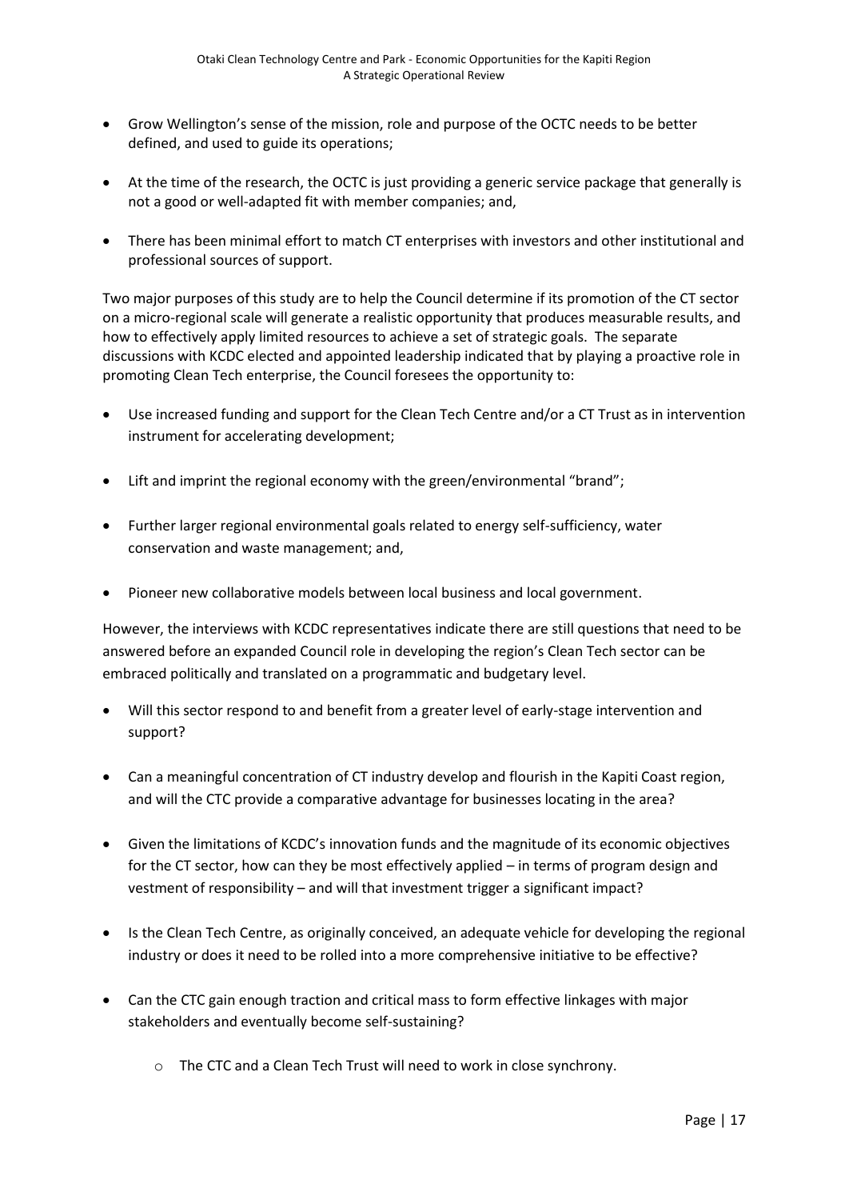- Grow Wellington's sense of the mission, role and purpose of the OCTC needs to be better defined, and used to guide its operations;
- At the time of the research, the OCTC is just providing a generic service package that generally is not a good or well-adapted fit with member companies; and,
- There has been minimal effort to match CT enterprises with investors and other institutional and professional sources of support.

Two major purposes of this study are to help the Council determine if its promotion of the CT sector on a micro-regional scale will generate a realistic opportunity that produces measurable results, and how to effectively apply limited resources to achieve a set of strategic goals. The separate discussions with KCDC elected and appointed leadership indicated that by playing a proactive role in promoting Clean Tech enterprise, the Council foresees the opportunity to:

- Use increased funding and support for the Clean Tech Centre and/or a CT Trust as in intervention instrument for accelerating development;
- Lift and imprint the regional economy with the green/environmental "brand";
- Further larger regional environmental goals related to energy self-sufficiency, water conservation and waste management; and,
- Pioneer new collaborative models between local business and local government.

However, the interviews with KCDC representatives indicate there are still questions that need to be answered before an expanded Council role in developing the region's Clean Tech sector can be embraced politically and translated on a programmatic and budgetary level.

- Will this sector respond to and benefit from a greater level of early-stage intervention and support?
- Can a meaningful concentration of CT industry develop and flourish in the Kapiti Coast region, and will the CTC provide a comparative advantage for businesses locating in the area?
- Given the limitations of KCDC's innovation funds and the magnitude of its economic objectives for the CT sector, how can they be most effectively applied – in terms of program design and vestment of responsibility – and will that investment trigger a significant impact?
- Is the Clean Tech Centre, as originally conceived, an adequate vehicle for developing the regional industry or does it need to be rolled into a more comprehensive initiative to be effective?
- Can the CTC gain enough traction and critical mass to form effective linkages with major stakeholders and eventually become self-sustaining?
    - The CTC and a Clean Tech Trust will need to work in close synchrony.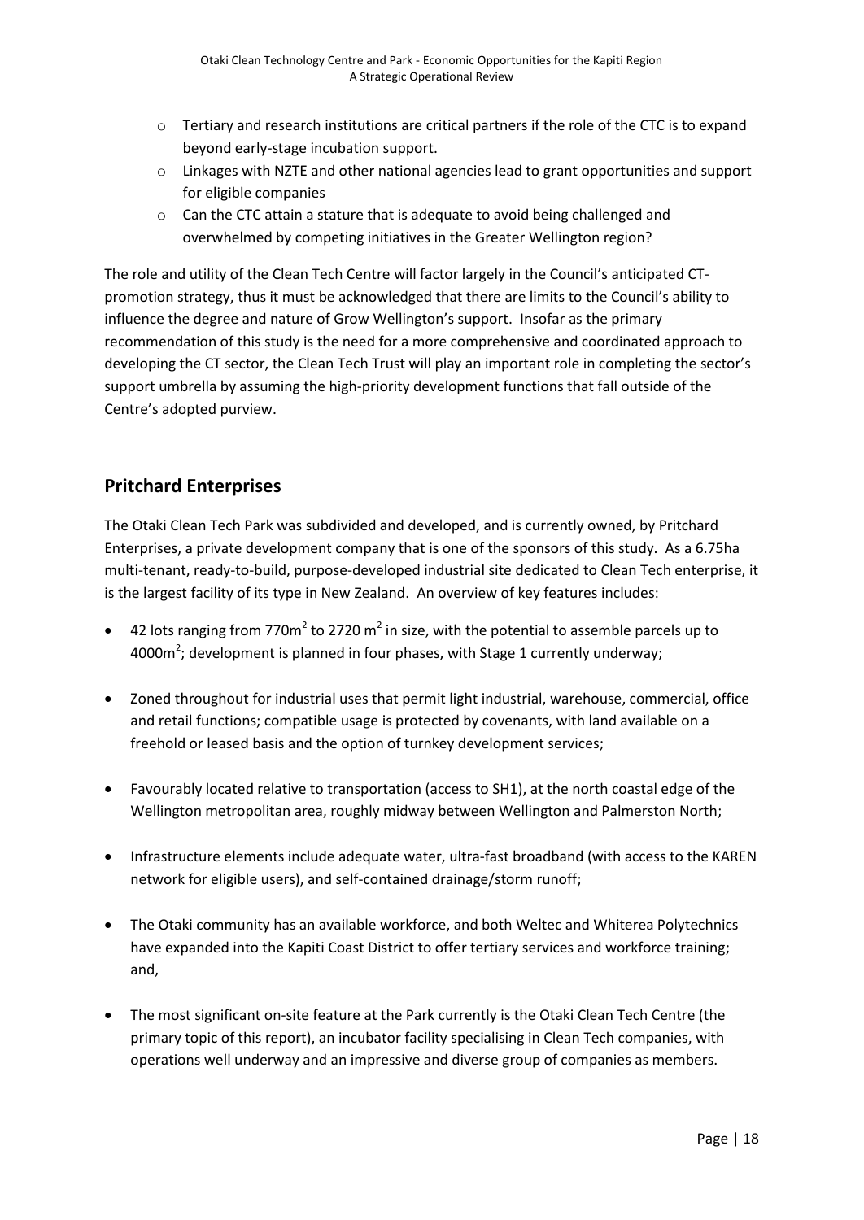- Tertiary and research institutions are critical partners if the role of the CTC is to expand beyond early-stage incubation support.
- Linkages with NZTE and other national agencies lead to grant opportunities and support for eligible companies
- Can the CTC attain a stature that is adequate to avoid being challenged and overwhelmed by competing initiatives in the Greater Wellington region?

The role and utility of the Clean Tech Centre will factor largely in the Council's anticipated CT-promotion strategy, thus it must be acknowledged that there are limits to the Council's ability to influence the degree and nature of Grow Wellington's support. Insofar as the primary recommendation of this study is the need for a more comprehensive and coordinated approach to developing the CT sector, the Clean Tech Trust will play an important role in completing the sector's support umbrella by assuming the high-priority development functions that fall outside of the Centre's adopted purview.

## Pritchard Enterprises

The Otaki Clean Tech Park was subdivided and developed, and is currently owned, by Pritchard Enterprises, a private development company that is one of the sponsors of this study. As a 6.75ha multi-tenant, ready-to-build, purpose-developed industrial site dedicated to Clean Tech enterprise, it is the largest facility of its type in New Zealand. An overview of key features includes:

- 42 lots ranging from 770m$^2$ to 2720 m$^2$ in size, with the potential to assemble parcels up to 4000m$^2$; development is planned in four phases, with Stage 1 currently underway;
- Zoned throughout for industrial uses that permit light industrial, warehouse, commercial, office and retail functions; compatible usage is protected by covenants, with land available on a freehold or leased basis and the option of turnkey development services;
- Favourably located relative to transportation (access to SH1), at the north coastal edge of the Wellington metropolitan area, roughly midway between Wellington and Palmerston North;
- Infrastructure elements include adequate water, ultra-fast broadband (with access to the KAREN network for eligible users), and self-contained drainage/storm runoff;
- The Otaki community has an available workforce, and both Weltec and Whiterea Polytechnics have expanded into the Kapiti Coast District to offer tertiary services and workforce training; and,
- The most significant on-site feature at the Park currently is the Otaki Clean Tech Centre (the primary topic of this report), an incubator facility specialising in Clean Tech companies, with operations well underway and an impressive and diverse group of companies as members.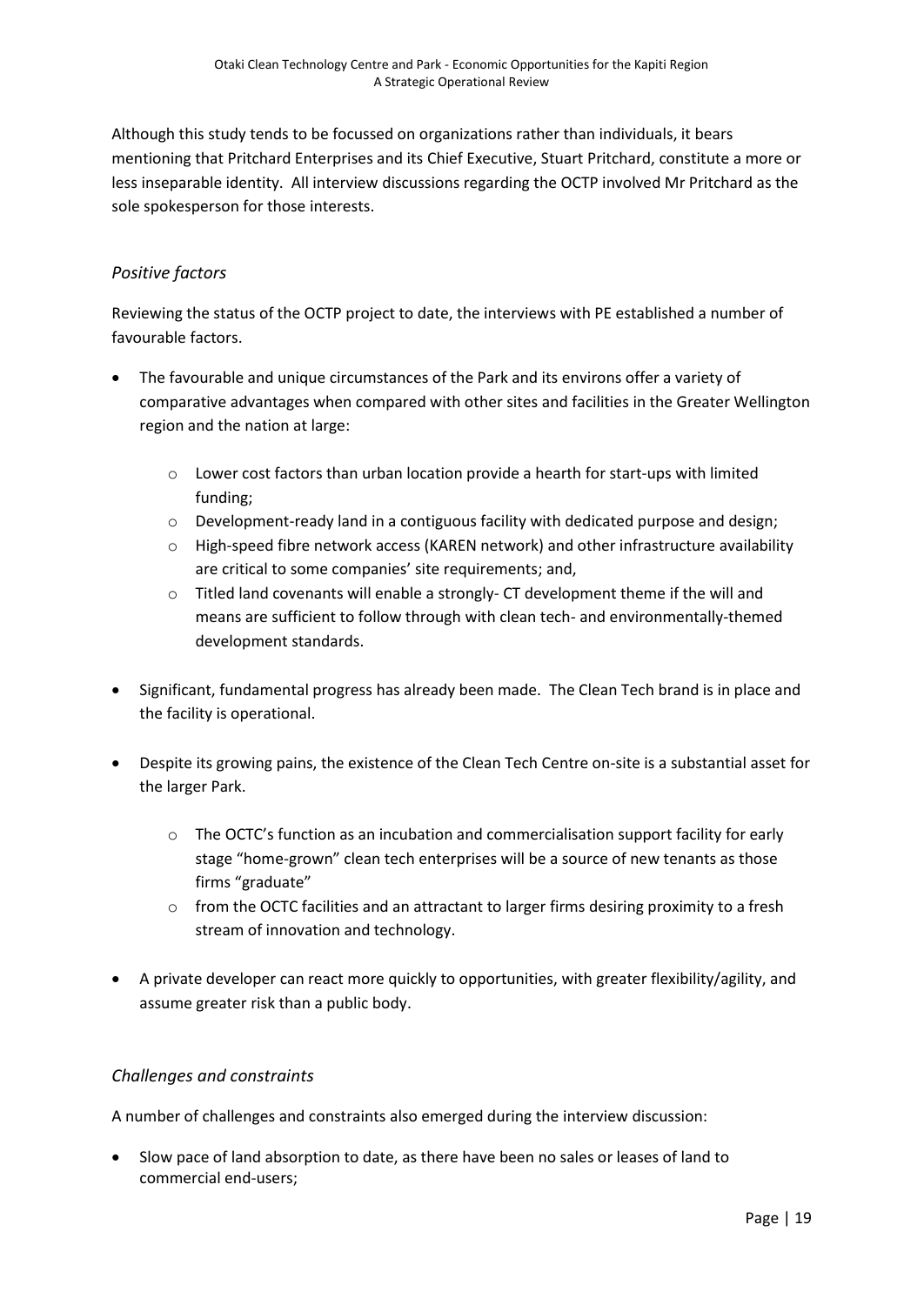Although this study tends to be focussed on organizations rather than individuals, it bears mentioning that Pritchard Enterprises and its Chief Executive, Stuart Pritchard, constitute a more or less inseparable identity. All interview discussions regarding the OCTP involved Mr Pritchard as the sole spokesperson for those interests.

### *Positive factors*

Reviewing the status of the OCTP project to date, the interviews with PE established a number of favourable factors.

- The favourable and unique circumstances of the Park and its environs offer a variety of comparative advantages when compared with other sites and facilities in the Greater Wellington region and the nation at large:
  - Lower cost factors than urban location provide a hearth for start-ups with limited funding;
  - Development-ready land in a contiguous facility with dedicated purpose and design;
  - High-speed fibre network access (KAREN network) and other infrastructure availability are critical to some companies' site requirements; and,
  - Titled land covenants will enable a strongly- CT development theme if the will and means are sufficient to follow through with clean tech- and environmentally-themed development standards.
- Significant, fundamental progress has already been made. The Clean Tech brand is in place and the facility is operational.
- Despite its growing pains, the existence of the Clean Tech Centre on-site is a substantial asset for the larger Park.
  - The OCTC's function as an incubation and commercialisation support facility for early stage "home-grown" clean tech enterprises will be a source of new tenants as those firms "graduate"
  - from the OCTC facilities and an attractant to larger firms desiring proximity to a fresh stream of innovation and technology.
- A private developer can react more quickly to opportunities, with greater flexibility/agility, and assume greater risk than a public body.

### *Challenges and constraints*

A number of challenges and constraints also emerged during the interview discussion:

- Slow pace of land absorption to date, as there have been no sales or leases of land to commercial end-users;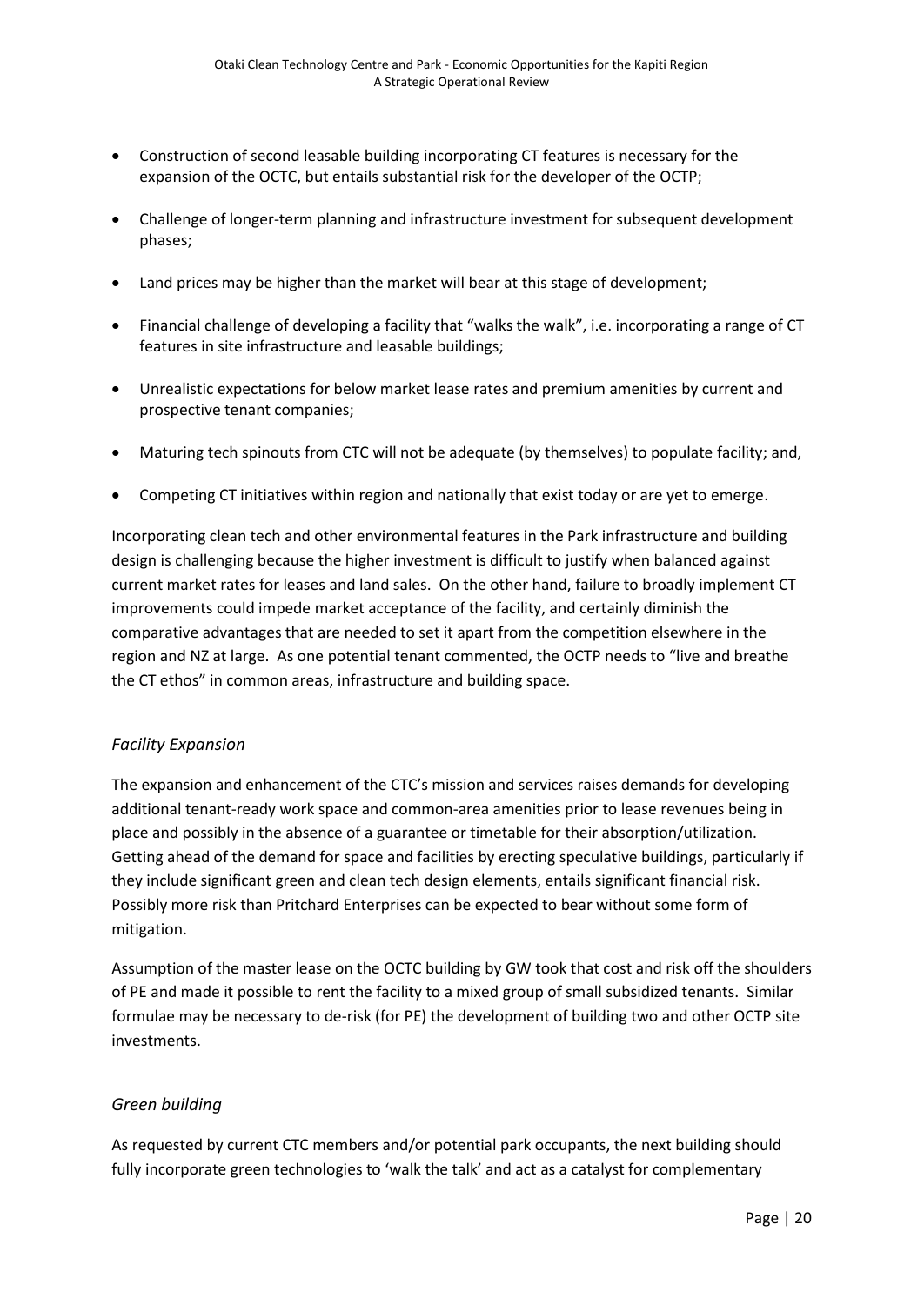- Construction of second leasable building incorporating CT features is necessary for the expansion of the OCTC, but entails substantial risk for the developer of the OCTP;
- Challenge of longer-term planning and infrastructure investment for subsequent development phases;
- Land prices may be higher than the market will bear at this stage of development;
- Financial challenge of developing a facility that "walks the walk", i.e. incorporating a range of CT features in site infrastructure and leasable buildings;
- Unrealistic expectations for below market lease rates and premium amenities by current and prospective tenant companies;
- Maturing tech spinouts from CTC will not be adequate (by themselves) to populate facility; and,
- Competing CT initiatives within region and nationally that exist today or are yet to emerge.

Incorporating clean tech and other environmental features in the Park infrastructure and building design is challenging because the higher investment is difficult to justify when balanced against current market rates for leases and land sales. On the other hand, failure to broadly implement CT improvements could impede market acceptance of the facility, and certainly diminish the comparative advantages that are needed to set it apart from the competition elsewhere in the region and NZ at large. As one potential tenant commented, the OCTP needs to "live and breathe the CT ethos" in common areas, infrastructure and building space.

### *Facility Expansion*

The expansion and enhancement of the CTC's mission and services raises demands for developing additional tenant-ready work space and common-area amenities prior to lease revenues being in place and possibly in the absence of a guarantee or timetable for their absorption/utilization. Getting ahead of the demand for space and facilities by erecting speculative buildings, particularly if they include significant green and clean tech design elements, entails significant financial risk. Possibly more risk than Pritchard Enterprises can be expected to bear without some form of mitigation.

Assumption of the master lease on the OCTC building by GW took that cost and risk off the shoulders of PE and made it possible to rent the facility to a mixed group of small subsidized tenants. Similar formulae may be necessary to de-risk (for PE) the development of building two and other OCTP site investments.

### *Green building*

As requested by current CTC members and/or potential park occupants, the next building should fully incorporate green technologies to 'walk the talk' and act as a catalyst for complementary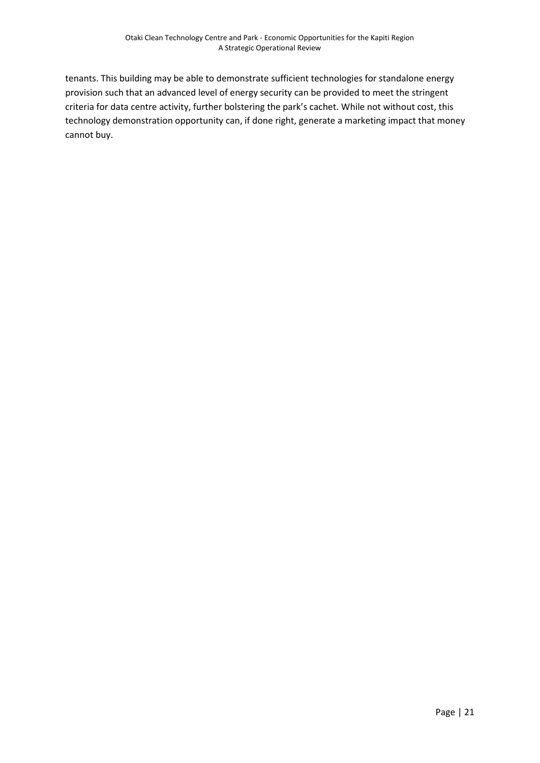tenants. This building may be able to demonstrate sufficient technologies for standalone energy provision such that an advanced level of energy security can be provided to meet the stringent criteria for data centre activity, further bolstering the park's cachet. While not without cost, this technology demonstration opportunity can, if done right, generate a marketing impact that money cannot buy.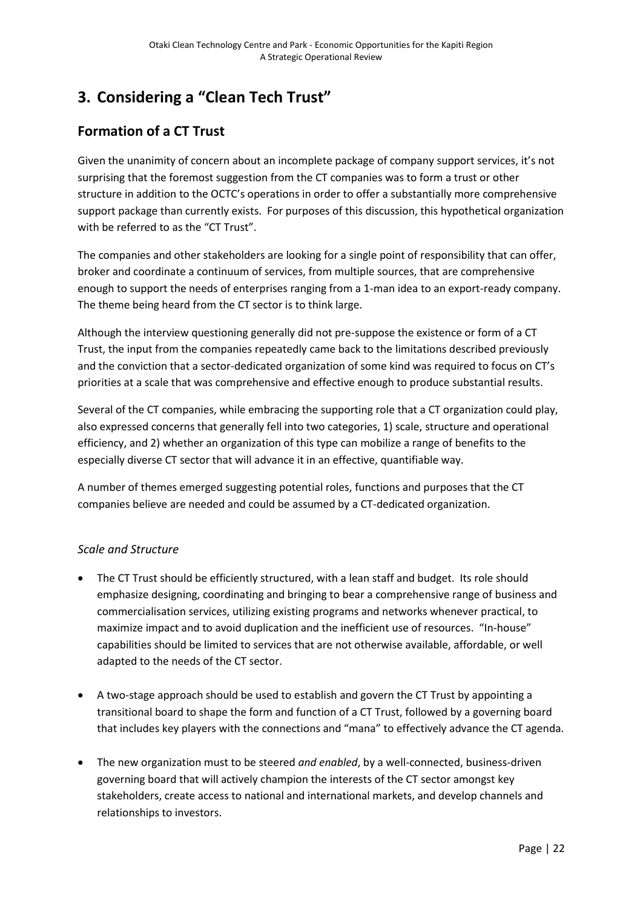# 3. Considering a "Clean Tech Trust"

## Formation of a CT Trust

Given the unanimity of concern about an incomplete package of company support services, it's not surprising that the foremost suggestion from the CT companies was to form a trust or other structure in addition to the OCTC's operations in order to offer a substantially more comprehensive support package than currently exists. For purposes of this discussion, this hypothetical organization with be referred to as the "CT Trust".

The companies and other stakeholders are looking for a single point of responsibility that can offer, broker and coordinate a continuum of services, from multiple sources, that are comprehensive enough to support the needs of enterprises ranging from a 1-man idea to an export-ready company. The theme being heard from the CT sector is to think large.

Although the interview questioning generally did not pre-suppose the existence or form of a CT Trust, the input from the companies repeatedly came back to the limitations described previously and the conviction that a sector-dedicated organization of some kind was required to focus on CT's priorities at a scale that was comprehensive and effective enough to produce substantial results.

Several of the CT companies, while embracing the supporting role that a CT organization could play, also expressed concerns that generally fell into two categories, 1) scale, structure and operational efficiency, and 2) whether an organization of this type can mobilize a range of benefits to the especially diverse CT sector that will advance it in an effective, quantifiable way.

A number of themes emerged suggesting potential roles, functions and purposes that the CT companies believe are needed and could be assumed by a CT-dedicated organization.

### *Scale and Structure*

- The CT Trust should be efficiently structured, with a lean staff and budget. Its role should emphasize designing, coordinating and bringing to bear a comprehensive range of business and commercialisation services, utilizing existing programs and networks whenever practical, to maximize impact and to avoid duplication and the inefficient use of resources. "In-house" capabilities should be limited to services that are not otherwise available, affordable, or well adapted to the needs of the CT sector.

- A two-stage approach should be used to establish and govern the CT Trust by appointing a transitional board to shape the form and function of a CT Trust, followed by a governing board that includes key players with the connections and "mana" to effectively advance the CT agenda.

- The new organization must to be steered *and enabled*, by a well-connected, business-driven governing board that will actively champion the interests of the CT sector amongst key stakeholders, create access to national and international markets, and develop channels and relationships to investors.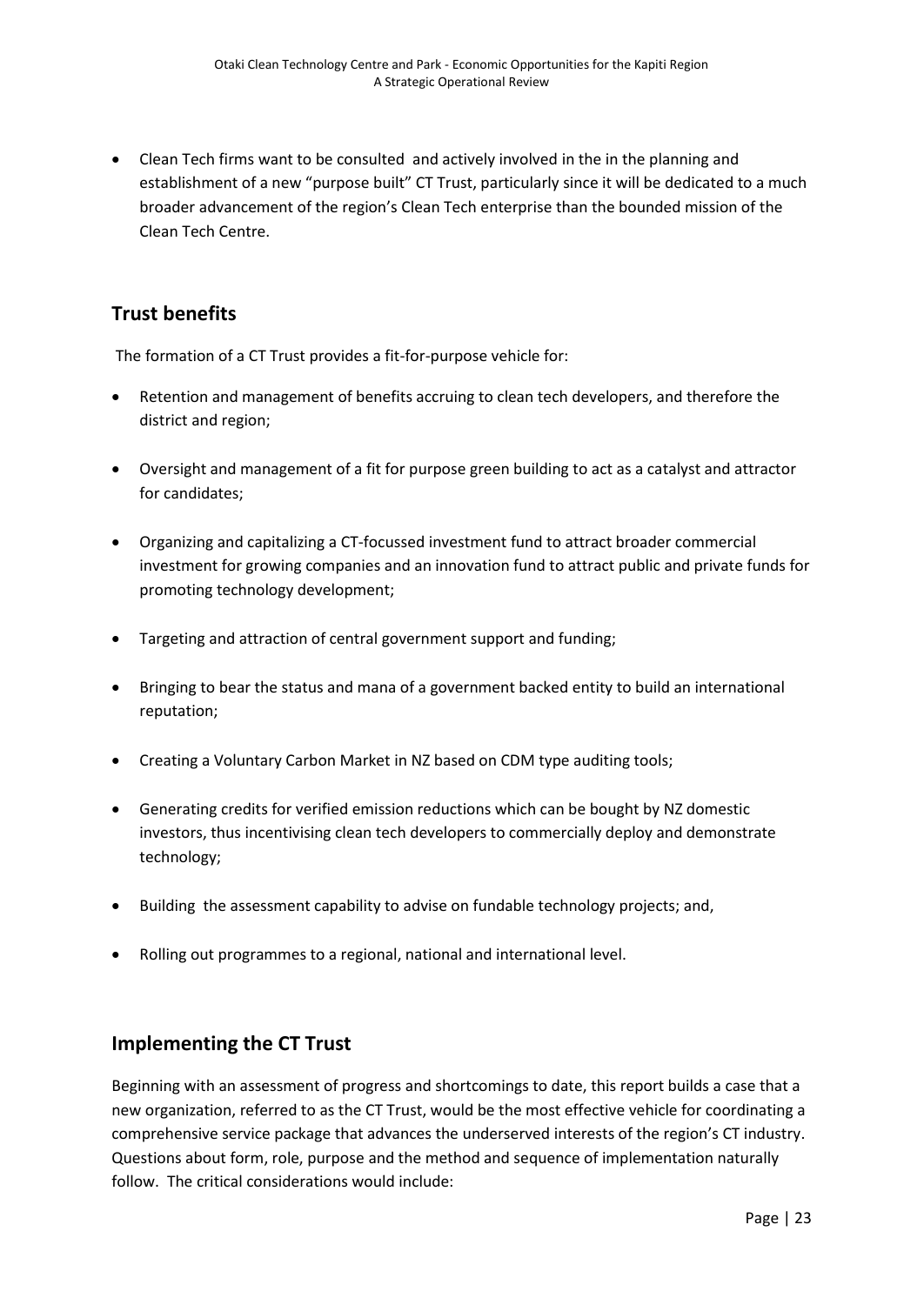- Clean Tech firms want to be consulted and actively involved in the in the planning and establishment of a new "purpose built" CT Trust, particularly since it will be dedicated to a much broader advancement of the region's Clean Tech enterprise than the bounded mission of the Clean Tech Centre.

## Trust benefits

The formation of a CT Trust provides a fit-for-purpose vehicle for:

- Retention and management of benefits accruing to clean tech developers, and therefore the district and region;
- Oversight and management of a fit for purpose green building to act as a catalyst and attractor for candidates;
- Organizing and capitalizing a CT-focussed investment fund to attract broader commercial investment for growing companies and an innovation fund to attract public and private funds for promoting technology development;
- Targeting and attraction of central government support and funding;
- Bringing to bear the status and mana of a government backed entity to build an international reputation;
- Creating a Voluntary Carbon Market in NZ based on CDM type auditing tools;
- Generating credits for verified emission reductions which can be bought by NZ domestic investors, thus incentivising clean tech developers to commercially deploy and demonstrate technology;
- Building the assessment capability to advise on fundable technology projects; and,
- Rolling out programmes to a regional, national and international level.

## Implementing the CT Trust

Beginning with an assessment of progress and shortcomings to date, this report builds a case that a new organization, referred to as the CT Trust, would be the most effective vehicle for coordinating a comprehensive service package that advances the underserved interests of the region's CT industry. Questions about form, role, purpose and the method and sequence of implementation naturally follow. The critical considerations would include: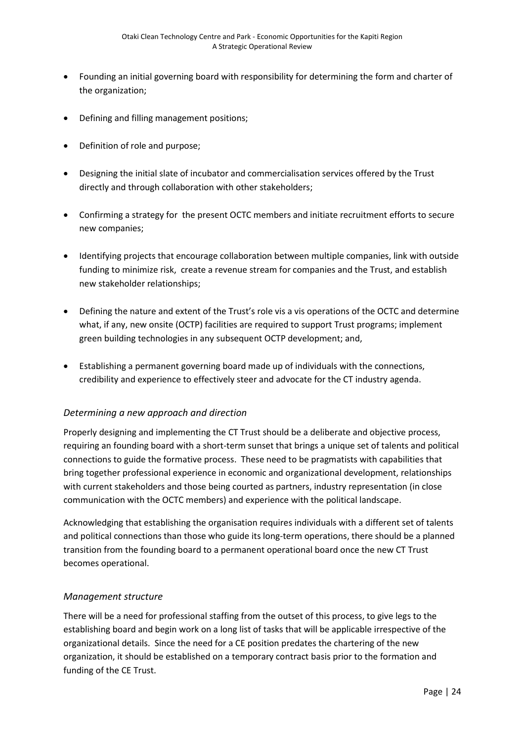- Founding an initial governing board with responsibility for determining the form and charter of the organization;
- Defining and filling management positions;
- Definition of role and purpose;
- Designing the initial slate of incubator and commercialisation services offered by the Trust directly and through collaboration with other stakeholders;
- Confirming a strategy for the present OCTC members and initiate recruitment efforts to secure new companies;
- Identifying projects that encourage collaboration between multiple companies, link with outside funding to minimize risk, create a revenue stream for companies and the Trust, and establish new stakeholder relationships;
- Defining the nature and extent of the Trust's role vis a vis operations of the OCTC and determine what, if any, new onsite (OCTP) facilities are required to support Trust programs; implement green building technologies in any subsequent OCTP development; and,
- Establishing a permanent governing board made up of individuals with the connections, credibility and experience to effectively steer and advocate for the CT industry agenda.

### *Determining a new approach and direction*

Properly designing and implementing the CT Trust should be a deliberate and objective process, requiring an founding board with a short-term sunset that brings a unique set of talents and political connections to guide the formative process. These need to be pragmatists with capabilities that bring together professional experience in economic and organizational development, relationships with current stakeholders and those being courted as partners, industry representation (in close communication with the OCTC members) and experience with the political landscape.

Acknowledging that establishing the organisation requires individuals with a different set of talents and political connections than those who guide its long-term operations, there should be a planned transition from the founding board to a permanent operational board once the new CT Trust becomes operational.

### *Management structure*

There will be a need for professional staffing from the outset of this process, to give legs to the establishing board and begin work on a long list of tasks that will be applicable irrespective of the organizational details. Since the need for a CE position predates the chartering of the new organization, it should be established on a temporary contract basis prior to the formation and funding of the CE Trust.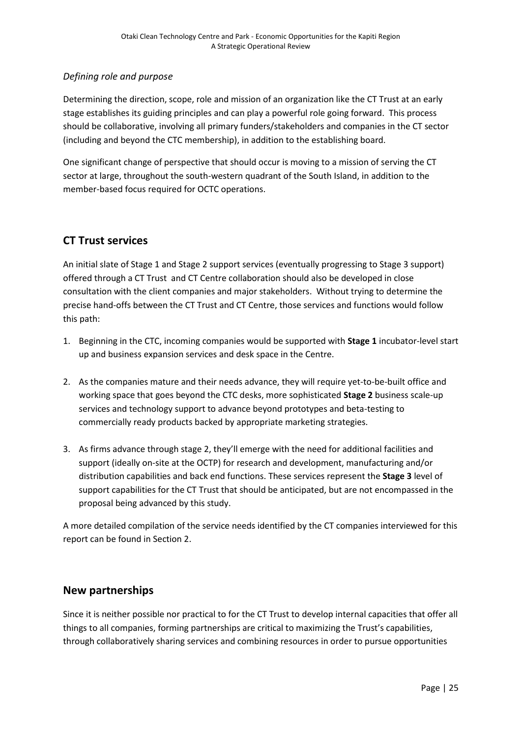*Defining role and purpose*

Determining the direction, scope, role and mission of an organization like the CT Trust at an early stage establishes its guiding principles and can play a powerful role going forward. This process should be collaborative, involving all primary funders/stakeholders and companies in the CT sector (including and beyond the CTC membership), in addition to the establishing board.

One significant change of perspective that should occur is moving to a mission of serving the CT sector at large, throughout the south-western quadrant of the South Island, in addition to the member-based focus required for OCTC operations.

## CT Trust services

An initial slate of Stage 1 and Stage 2 support services (eventually progressing to Stage 3 support) offered through a CT Trust and CT Centre collaboration should also be developed in close consultation with the client companies and major stakeholders. Without trying to determine the precise hand-offs between the CT Trust and CT Centre, those services and functions would follow this path:

1. Beginning in the CTC, incoming companies would be supported with **Stage 1** incubator-level start up and business expansion services and desk space in the Centre.

2. As the companies mature and their needs advance, they will require yet-to-be-built office and working space that goes beyond the CTC desks, more sophisticated **Stage 2** business scale-up services and technology support to advance beyond prototypes and beta-testing to commercially ready products backed by appropriate marketing strategies.

3. As firms advance through stage 2, they'll emerge with the need for additional facilities and support (ideally on-site at the OCTP) for research and development, manufacturing and/or distribution capabilities and back end functions. These services represent the **Stage 3** level of support capabilities for the CT Trust that should be anticipated, but are not encompassed in the proposal being advanced by this study.

A more detailed compilation of the service needs identified by the CT companies interviewed for this report can be found in Section 2.

## New partnerships

Since it is neither possible nor practical to for the CT Trust to develop internal capacities that offer all things to all companies, forming partnerships are critical to maximizing the Trust's capabilities, through collaboratively sharing services and combining resources in order to pursue opportunities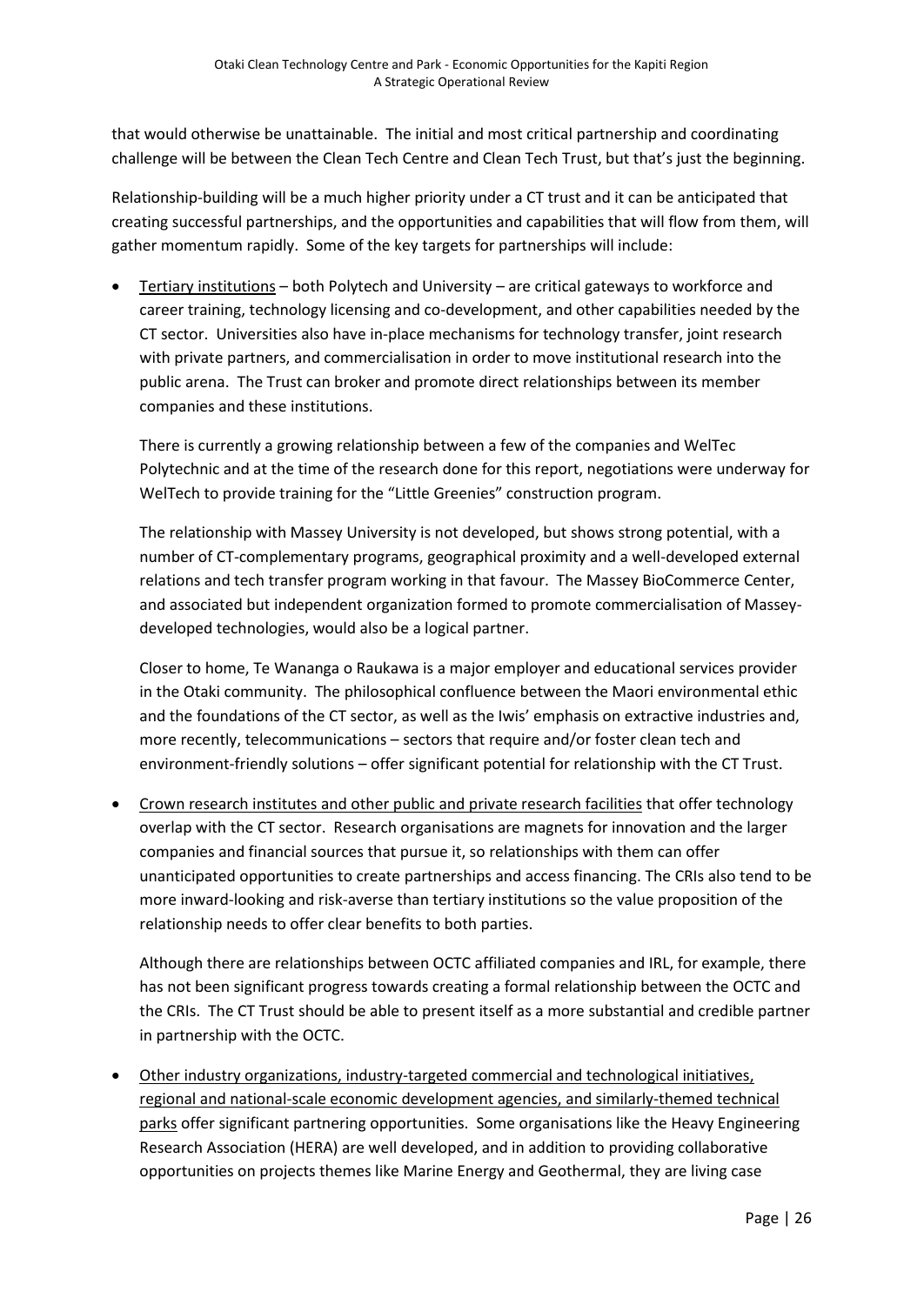that would otherwise be unattainable. The initial and most critical partnership and coordinating challenge will be between the Clean Tech Centre and Clean Tech Trust, but that's just the beginning.

Relationship-building will be a much higher priority under a CT trust and it can be anticipated that creating successful partnerships, and the opportunities and capabilities that will flow from them, will gather momentum rapidly. Some of the key targets for partnerships will include:

- Tertiary institutions – both Polytech and University – are critical gateways to workforce and career training, technology licensing and co-development, and other capabilities needed by the CT sector. Universities also have in-place mechanisms for technology transfer, joint research with private partners, and commercialisation in order to move institutional research into the public arena. The Trust can broker and promote direct relationships between its member companies and these institutions.

  There is currently a growing relationship between a few of the companies and WelTec Polytechnic and at the time of the research done for this report, negotiations were underway for WelTech to provide training for the "Little Greenies" construction program.

  The relationship with Massey University is not developed, but shows strong potential, with a number of CT-complementary programs, geographical proximity and a well-developed external relations and tech transfer program working in that favour. The Massey BioCommerce Center, and associated but independent organization formed to promote commercialisation of Massey-developed technologies, would also be a logical partner.

  Closer to home, Te Wananga o Raukawa is a major employer and educational services provider in the Otaki community. The philosophical confluence between the Maori environmental ethic and the foundations of the CT sector, as well as the Iwis' emphasis on extractive industries and, more recently, telecommunications – sectors that require and/or foster clean tech and environment-friendly solutions – offer significant potential for relationship with the CT Trust.

- Crown research institutes and other public and private research facilities that offer technology overlap with the CT sector. Research organisations are magnets for innovation and the larger companies and financial sources that pursue it, so relationships with them can offer unanticipated opportunities to create partnerships and access financing. The CRIs also tend to be more inward-looking and risk-averse than tertiary institutions so the value proposition of the relationship needs to offer clear benefits to both parties.

  Although there are relationships between OCTC affiliated companies and IRL, for example, there has not been significant progress towards creating a formal relationship between the OCTC and the CRIs. The CT Trust should be able to present itself as a more substantial and credible partner in partnership with the OCTC.

- Other industry organizations, industry-targeted commercial and technological initiatives, regional and national-scale economic development agencies, and similarly-themed technical parks offer significant partnering opportunities. Some organisations like the Heavy Engineering Research Association (HERA) are well developed, and in addition to providing collaborative opportunities on projects themes like Marine Energy and Geothermal, they are living case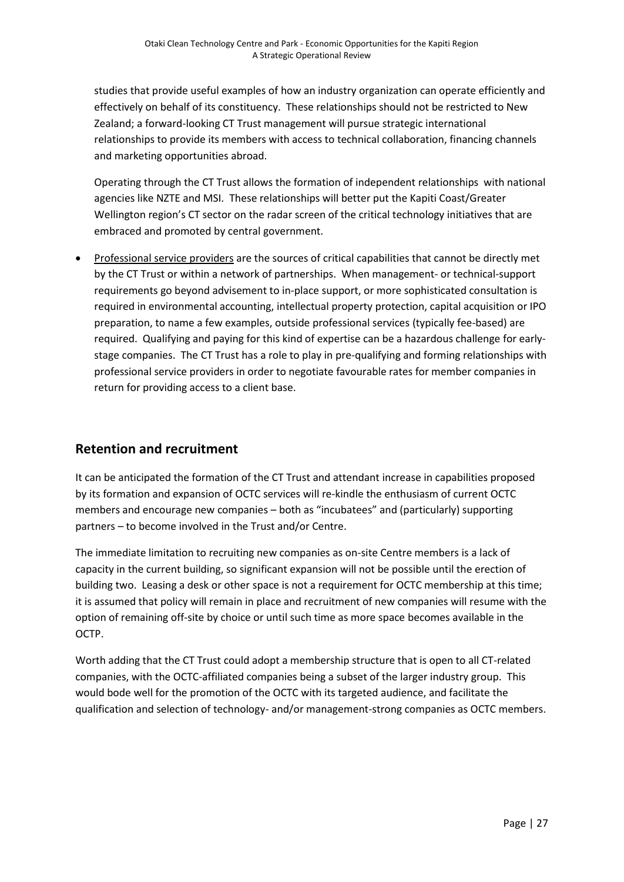studies that provide useful examples of how an industry organization can operate efficiently and effectively on behalf of its constituency. These relationships should not be restricted to New Zealand; a forward-looking CT Trust management will pursue strategic international relationships to provide its members with access to technical collaboration, financing channels and marketing opportunities abroad.

Operating through the CT Trust allows the formation of independent relationships with national agencies like NZTE and MSI. These relationships will better put the Kapiti Coast/Greater Wellington region's CT sector on the radar screen of the critical technology initiatives that are embraced and promoted by central government.

- Professional service providers are the sources of critical capabilities that cannot be directly met by the CT Trust or within a network of partnerships. When management- or technical-support requirements go beyond advisement to in-place support, or more sophisticated consultation is required in environmental accounting, intellectual property protection, capital acquisition or IPO preparation, to name a few examples, outside professional services (typically fee-based) are required. Qualifying and paying for this kind of expertise can be a hazardous challenge for early-stage companies. The CT Trust has a role to play in pre-qualifying and forming relationships with professional service providers in order to negotiate favourable rates for member companies in return for providing access to a client base.

## Retention and recruitment

It can be anticipated the formation of the CT Trust and attendant increase in capabilities proposed by its formation and expansion of OCTC services will re-kindle the enthusiasm of current OCTC members and encourage new companies – both as "incubatees" and (particularly) supporting partners – to become involved in the Trust and/or Centre.

The immediate limitation to recruiting new companies as on-site Centre members is a lack of capacity in the current building, so significant expansion will not be possible until the erection of building two. Leasing a desk or other space is not a requirement for OCTC membership at this time; it is assumed that policy will remain in place and recruitment of new companies will resume with the option of remaining off-site by choice or until such time as more space becomes available in the OCTP.

Worth adding that the CT Trust could adopt a membership structure that is open to all CT-related companies, with the OCTC-affiliated companies being a subset of the larger industry group. This would bode well for the promotion of the OCTC with its targeted audience, and facilitate the qualification and selection of technology- and/or management-strong companies as OCTC members.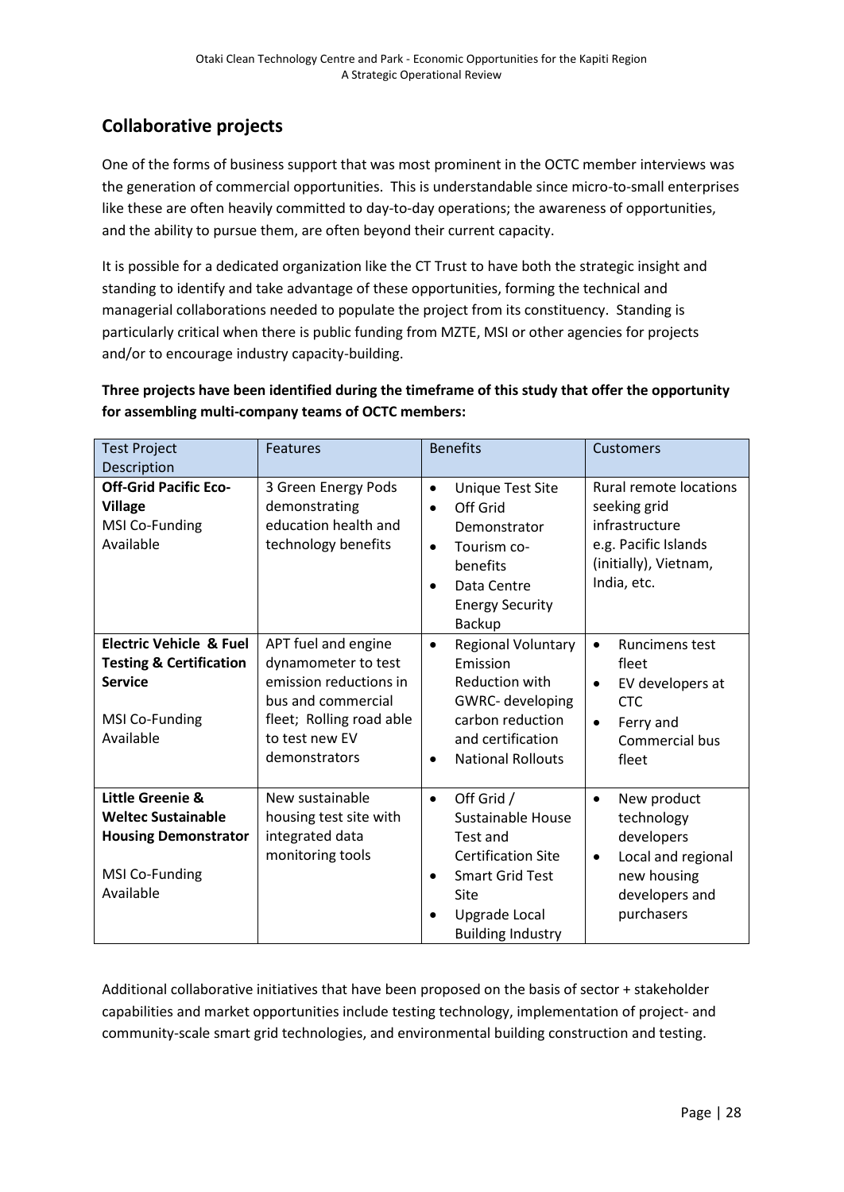## Collaborative projects

One of the forms of business support that was most prominent in the OCTC member interviews was the generation of commercial opportunities. This is understandable since micro-to-small enterprises like these are often heavily committed to day-to-day operations; the awareness of opportunities, and the ability to pursue them, are often beyond their current capacity.

It is possible for a dedicated organization like the CT Trust to have both the strategic insight and standing to identify and take advantage of these opportunities, forming the technical and managerial collaborations needed to populate the project from its constituency. Standing is particularly critical when there is public funding from MZTE, MSI or other agencies for projects and/or to encourage industry capacity-building.

**Three projects have been identified during the timeframe of this study that offer the opportunity for assembling multi-company teams of OCTC members:**

| Test Project Description | Features | Benefits | Customers |
|---|---|---|---|
| **Off-Grid Pacific Eco-Village**<br>MSI Co-Funding Available | 3 Green Energy Pods demonstrating education health and technology benefits | • Unique Test Site<br>• Off Grid Demonstrator<br>• Tourism co-benefits<br>• Data Centre Energy Security Backup | Rural remote locations seeking grid infrastructure e.g. Pacific Islands (initially), Vietnam, India, etc. |
| **Electric Vehicle & Fuel Testing & Certification Service**<br>MSI Co-Funding Available | APT fuel and engine dynamometer to test emission reductions in bus and commercial fleet; Rolling road able to test new EV demonstrators | • Regional Voluntary Emission Reduction with GWRC- developing carbon reduction and certification<br>• National Rollouts | • Runcimens test fleet<br>• EV developers at CTC<br>• Ferry and Commercial bus fleet |
| **Little Greenie & Weltec Sustainable Housing Demonstrator**<br>MSI Co-Funding Available | New sustainable housing test site with integrated data monitoring tools | • Off Grid / Sustainable House Test and Certification Site<br>• Smart Grid Test Site<br>• Upgrade Local Building Industry | • New product technology developers<br>• Local and regional new housing developers and purchasers |

Additional collaborative initiatives that have been proposed on the basis of sector + stakeholder capabilities and market opportunities include testing technology, implementation of project- and community-scale smart grid technologies, and environmental building construction and testing.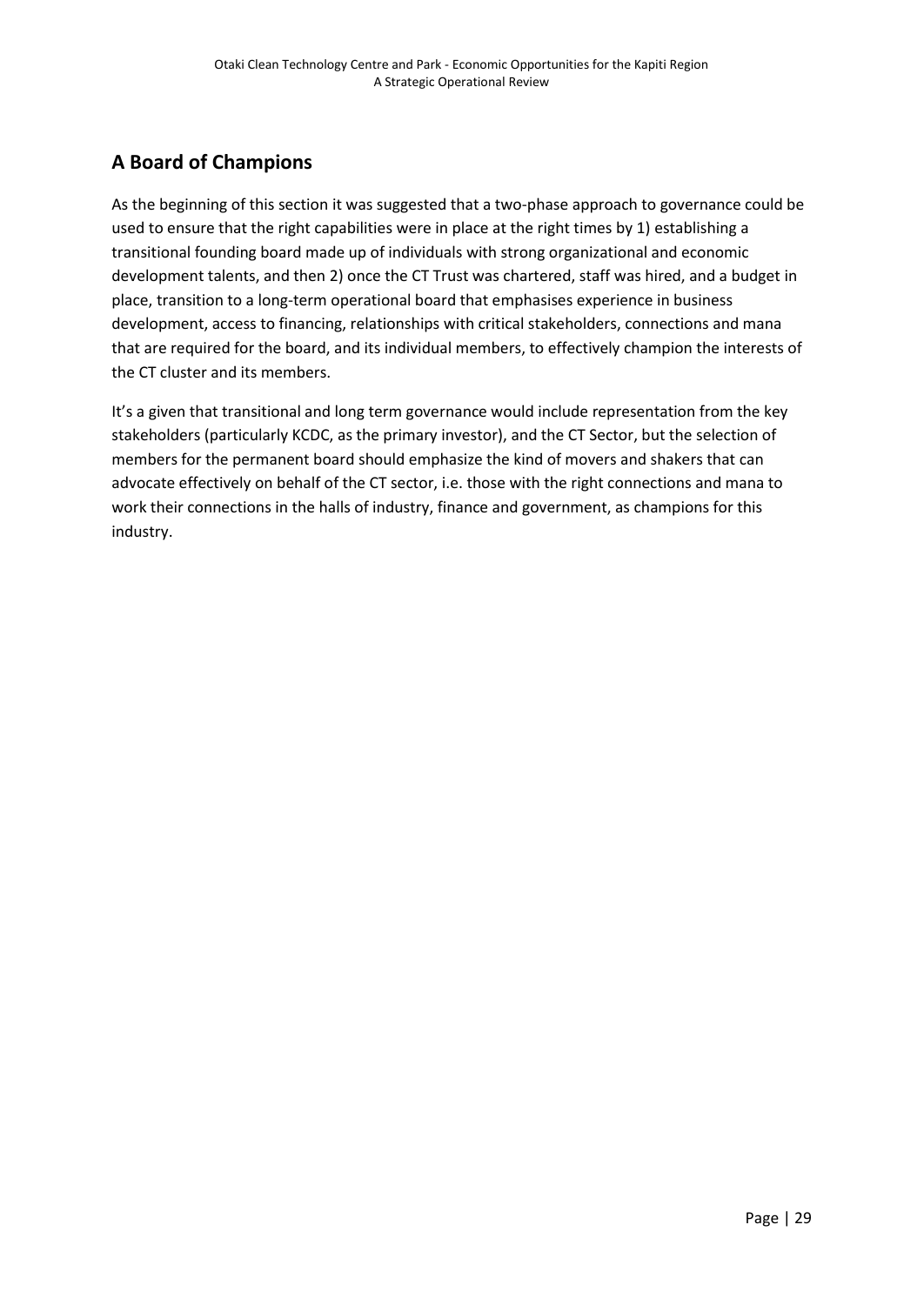## A Board of Champions

As the beginning of this section it was suggested that a two-phase approach to governance could be used to ensure that the right capabilities were in place at the right times by 1) establishing a transitional founding board made up of individuals with strong organizational and economic development talents, and then 2) once the CT Trust was chartered, staff was hired, and a budget in place, transition to a long-term operational board that emphasises experience in business development, access to financing, relationships with critical stakeholders, connections and mana that are required for the board, and its individual members, to effectively champion the interests of the CT cluster and its members.

It's a given that transitional and long term governance would include representation from the key stakeholders (particularly KCDC, as the primary investor), and the CT Sector, but the selection of members for the permanent board should emphasize the kind of movers and shakers that can advocate effectively on behalf of the CT sector, i.e. those with the right connections and mana to work their connections in the halls of industry, finance and government, as champions for this industry.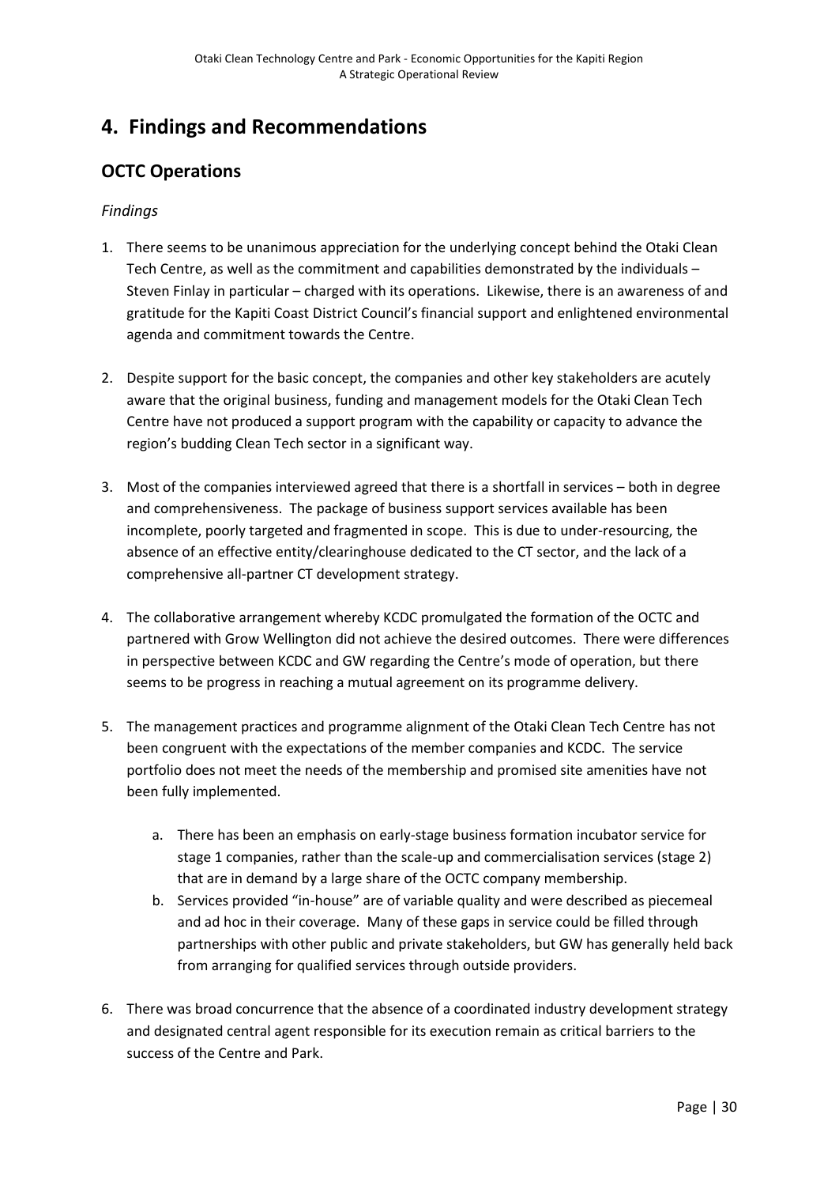# 4. Findings and Recommendations

## OCTC Operations

*Findings*

1. There seems to be unanimous appreciation for the underlying concept behind the Otaki Clean Tech Centre, as well as the commitment and capabilities demonstrated by the individuals – Steven Finlay in particular – charged with its operations. Likewise, there is an awareness of and gratitude for the Kapiti Coast District Council's financial support and enlightened environmental agenda and commitment towards the Centre.

2. Despite support for the basic concept, the companies and other key stakeholders are acutely aware that the original business, funding and management models for the Otaki Clean Tech Centre have not produced a support program with the capability or capacity to advance the region's budding Clean Tech sector in a significant way.

3. Most of the companies interviewed agreed that there is a shortfall in services – both in degree and comprehensiveness. The package of business support services available has been incomplete, poorly targeted and fragmented in scope. This is due to under-resourcing, the absence of an effective entity/clearinghouse dedicated to the CT sector, and the lack of a comprehensive all-partner CT development strategy.

4. The collaborative arrangement whereby KCDC promulgated the formation of the OCTC and partnered with Grow Wellington did not achieve the desired outcomes. There were differences in perspective between KCDC and GW regarding the Centre's mode of operation, but there seems to be progress in reaching a mutual agreement on its programme delivery.

5. The management practices and programme alignment of the Otaki Clean Tech Centre has not been congruent with the expectations of the member companies and KCDC. The service portfolio does not meet the needs of the membership and promised site amenities have not been fully implemented.

   a. There has been an emphasis on early-stage business formation incubator service for stage 1 companies, rather than the scale-up and commercialisation services (stage 2) that are in demand by a large share of the OCTC company membership.

   b. Services provided "in-house" are of variable quality and were described as piecemeal and ad hoc in their coverage. Many of these gaps in service could be filled through partnerships with other public and private stakeholders, but GW has generally held back from arranging for qualified services through outside providers.

6. There was broad concurrence that the absence of a coordinated industry development strategy and designated central agent responsible for its execution remain as critical barriers to the success of the Centre and Park.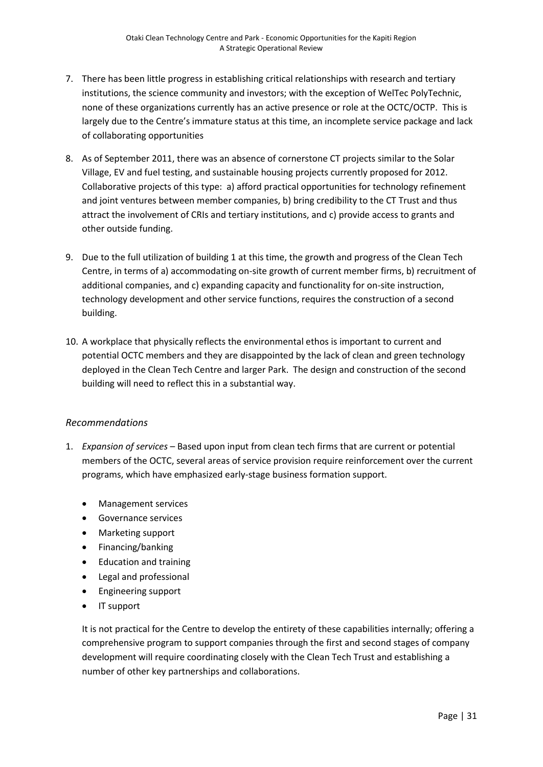7. There has been little progress in establishing critical relationships with research and tertiary institutions, the science community and investors; with the exception of WelTec PolyTechnic, none of these organizations currently has an active presence or role at the OCTC/OCTP. This is largely due to the Centre's immature status at this time, an incomplete service package and lack of collaborating opportunities

8. As of September 2011, there was an absence of cornerstone CT projects similar to the Solar Village, EV and fuel testing, and sustainable housing projects currently proposed for 2012. Collaborative projects of this type: a) afford practical opportunities for technology refinement and joint ventures between member companies, b) bring credibility to the CT Trust and thus attract the involvement of CRIs and tertiary institutions, and c) provide access to grants and other outside funding.

9. Due to the full utilization of building 1 at this time, the growth and progress of the Clean Tech Centre, in terms of a) accommodating on-site growth of current member firms, b) recruitment of additional companies, and c) expanding capacity and functionality for on-site instruction, technology development and other service functions, requires the construction of a second building.

10. A workplace that physically reflects the environmental ethos is important to current and potential OCTC members and they are disappointed by the lack of clean and green technology deployed in the Clean Tech Centre and larger Park. The design and construction of the second building will need to reflect this in a substantial way.

### *Recommendations*

1. *Expansion of services* – Based upon input from clean tech firms that are current or potential members of the OCTC, several areas of service provision require reinforcement over the current programs, which have emphasized early-stage business formation support.

   - Management services
   - Governance services
   - Marketing support
   - Financing/banking
   - Education and training
   - Legal and professional
   - Engineering support
   - IT support

   It is not practical for the Centre to develop the entirety of these capabilities internally; offering a comprehensive program to support companies through the first and second stages of company development will require coordinating closely with the Clean Tech Trust and establishing a number of other key partnerships and collaborations.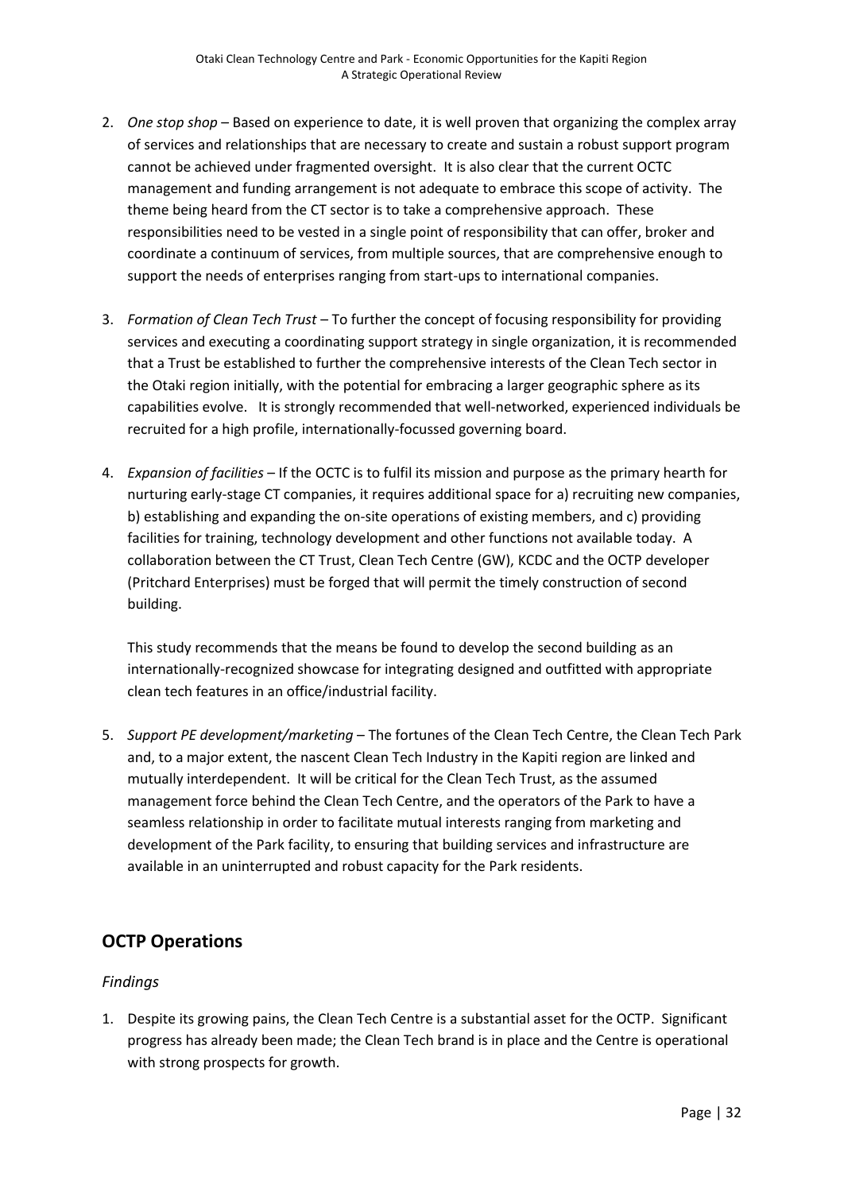2. *One stop shop* – Based on experience to date, it is well proven that organizing the complex array of services and relationships that are necessary to create and sustain a robust support program cannot be achieved under fragmented oversight. It is also clear that the current OCTC management and funding arrangement is not adequate to embrace this scope of activity. The theme being heard from the CT sector is to take a comprehensive approach. These responsibilities need to be vested in a single point of responsibility that can offer, broker and coordinate a continuum of services, from multiple sources, that are comprehensive enough to support the needs of enterprises ranging from start-ups to international companies.

3. *Formation of Clean Tech Trust* – To further the concept of focusing responsibility for providing services and executing a coordinating support strategy in single organization, it is recommended that a Trust be established to further the comprehensive interests of the Clean Tech sector in the Otaki region initially, with the potential for embracing a larger geographic sphere as its capabilities evolve. It is strongly recommended that well-networked, experienced individuals be recruited for a high profile, internationally-focussed governing board.

4. *Expansion of facilities* – If the OCTC is to fulfil its mission and purpose as the primary hearth for nurturing early-stage CT companies, it requires additional space for a) recruiting new companies, b) establishing and expanding the on-site operations of existing members, and c) providing facilities for training, technology development and other functions not available today. A collaboration between the CT Trust, Clean Tech Centre (GW), KCDC and the OCTP developer (Pritchard Enterprises) must be forged that will permit the timely construction of second building.

   This study recommends that the means be found to develop the second building as an internationally-recognized showcase for integrating designed and outfitted with appropriate clean tech features in an office/industrial facility.

5. *Support PE development/marketing* – The fortunes of the Clean Tech Centre, the Clean Tech Park and, to a major extent, the nascent Clean Tech Industry in the Kapiti region are linked and mutually interdependent. It will be critical for the Clean Tech Trust, as the assumed management force behind the Clean Tech Centre, and the operators of the Park to have a seamless relationship in order to facilitate mutual interests ranging from marketing and development of the Park facility, to ensuring that building services and infrastructure are available in an uninterrupted and robust capacity for the Park residents.

## OCTP Operations

### *Findings*

1. Despite its growing pains, the Clean Tech Centre is a substantial asset for the OCTP. Significant progress has already been made; the Clean Tech brand is in place and the Centre is operational with strong prospects for growth.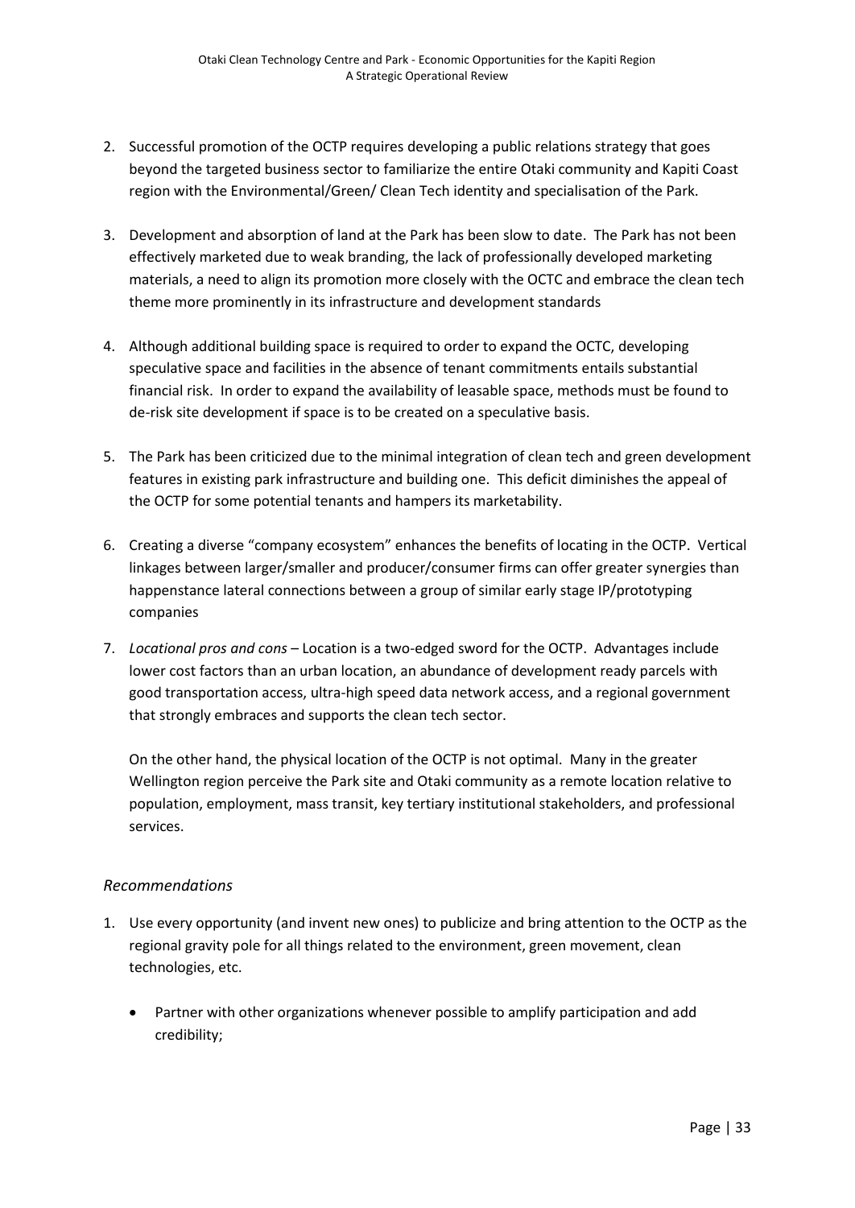2. Successful promotion of the OCTP requires developing a public relations strategy that goes beyond the targeted business sector to familiarize the entire Otaki community and Kapiti Coast region with the Environmental/Green/ Clean Tech identity and specialisation of the Park.

3. Development and absorption of land at the Park has been slow to date. The Park has not been effectively marketed due to weak branding, the lack of professionally developed marketing materials, a need to align its promotion more closely with the OCTC and embrace the clean tech theme more prominently in its infrastructure and development standards

4. Although additional building space is required to order to expand the OCTC, developing speculative space and facilities in the absence of tenant commitments entails substantial financial risk. In order to expand the availability of leasable space, methods must be found to de-risk site development if space is to be created on a speculative basis.

5. The Park has been criticized due to the minimal integration of clean tech and green development features in existing park infrastructure and building one. This deficit diminishes the appeal of the OCTP for some potential tenants and hampers its marketability.

6. Creating a diverse "company ecosystem" enhances the benefits of locating in the OCTP. Vertical linkages between larger/smaller and producer/consumer firms can offer greater synergies than happenstance lateral connections between a group of similar early stage IP/prototyping companies

7. *Locational pros and cons* – Location is a two-edged sword for the OCTP. Advantages include lower cost factors than an urban location, an abundance of development ready parcels with good transportation access, ultra-high speed data network access, and a regional government that strongly embraces and supports the clean tech sector.

   On the other hand, the physical location of the OCTP is not optimal. Many in the greater Wellington region perceive the Park site and Otaki community as a remote location relative to population, employment, mass transit, key tertiary institutional stakeholders, and professional services.

### *Recommendations*

1. Use every opportunity (and invent new ones) to publicize and bring attention to the OCTP as the regional gravity pole for all things related to the environment, green movement, clean technologies, etc.

   - Partner with other organizations whenever possible to amplify participation and add credibility;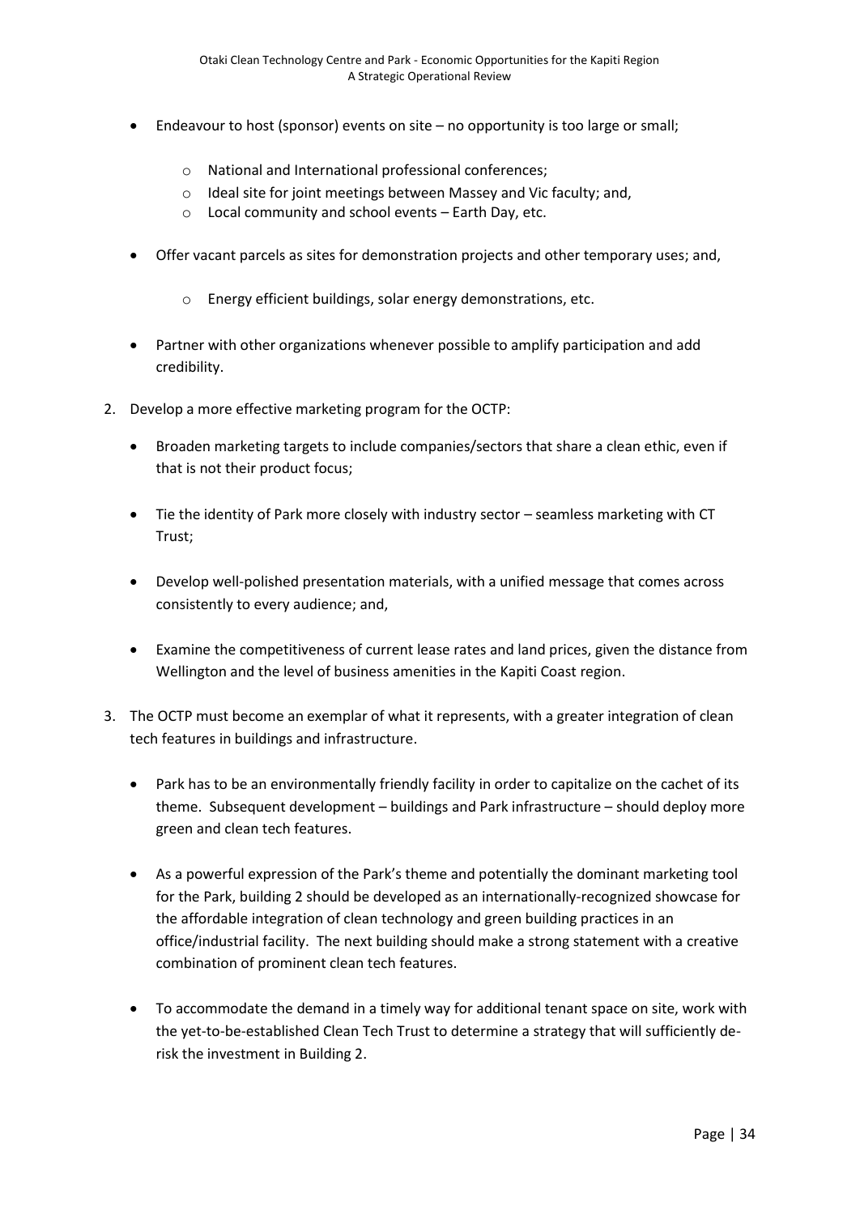- Endeavour to host (sponsor) events on site – no opportunity is too large or small;
    - National and International professional conferences;
    - Ideal site for joint meetings between Massey and Vic faculty; and,
    - Local community and school events – Earth Day, etc.
- Offer vacant parcels as sites for demonstration projects and other temporary uses; and,
    - Energy efficient buildings, solar energy demonstrations, etc.
- Partner with other organizations whenever possible to amplify participation and add credibility.

2. Develop a more effective marketing program for the OCTP:

    - Broaden marketing targets to include companies/sectors that share a clean ethic, even if that is not their product focus;
    - Tie the identity of Park more closely with industry sector – seamless marketing with CT Trust;
    - Develop well-polished presentation materials, with a unified message that comes across consistently to every audience; and,
    - Examine the competitiveness of current lease rates and land prices, given the distance from Wellington and the level of business amenities in the Kapiti Coast region.

3. The OCTP must become an exemplar of what it represents, with a greater integration of clean tech features in buildings and infrastructure.

    - Park has to be an environmentally friendly facility in order to capitalize on the cachet of its theme. Subsequent development – buildings and Park infrastructure – should deploy more green and clean tech features.
    - As a powerful expression of the Park's theme and potentially the dominant marketing tool for the Park, building 2 should be developed as an internationally-recognized showcase for the affordable integration of clean technology and green building practices in an office/industrial facility. The next building should make a strong statement with a creative combination of prominent clean tech features.
    - To accommodate the demand in a timely way for additional tenant space on site, work with the yet-to-be-established Clean Tech Trust to determine a strategy that will sufficiently de-risk the investment in Building 2.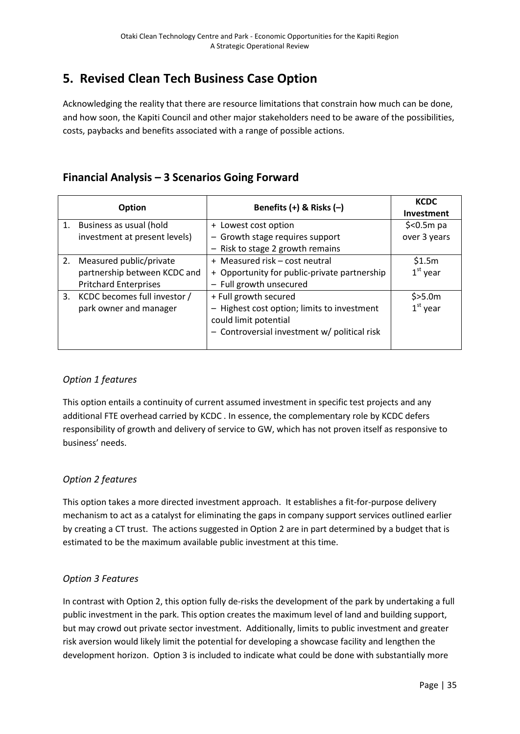// Document: Otaki Clean Technology Centre and Park - Economic Opportunities for the Kapiti Region, A Strategic Operational Review — page 35/47
# 5. Revised Clean Tech Business Case Option

Acknowledging the reality that there are resource limitations that constrain how much can be done, and how soon, the Kapiti Council and other major stakeholders need to be aware of the possibilities, costs, paybacks and benefits associated with a range of possible actions.

## Financial Analysis – 3 Scenarios Going Forward

| Option | Benefits (+) & Risks (–) | KCDC Investment |
|---|---|---|
| 1. Business as usual (hold investment at present levels) | + Lowest cost option<br>– Growth stage requires support<br>– Risk to stage 2 growth remains | $<0.5m pa over 3 years |
| 2. Measured public/private partnership between KCDC and Pritchard Enterprises | + Measured risk – cost neutral<br>+ Opportunity for public-private partnership<br>– Full growth unsecured | $1.5m 1st year |
| 3. KCDC becomes full investor / park owner and manager | + Full growth secured<br>– Highest cost option; limits to investment could limit potential<br>– Controversial investment w/ political risk | $>5.0m 1st year |

### *Option 1 features*

This option entails a continuity of current assumed investment in specific test projects and any additional FTE overhead carried by KCDC . In essence, the complementary role by KCDC defers responsibility of growth and delivery of service to GW, which has not proven itself as responsive to business' needs.

### *Option 2 features*

This option takes a more directed investment approach. It establishes a fit-for-purpose delivery mechanism to act as a catalyst for eliminating the gaps in company support services outlined earlier by creating a CT trust. The actions suggested in Option 2 are in part determined by a budget that is estimated to be the maximum available public investment at this time.

### *Option 3 Features*

In contrast with Option 2, this option fully de-risks the development of the park by undertaking a full public investment in the park. This option creates the maximum level of land and building support, but may crowd out private sector investment. Additionally, limits to public investment and greater risk aversion would likely limit the potential for developing a showcase facility and lengthen the development horizon. Option 3 is included to indicate what could be done with substantially more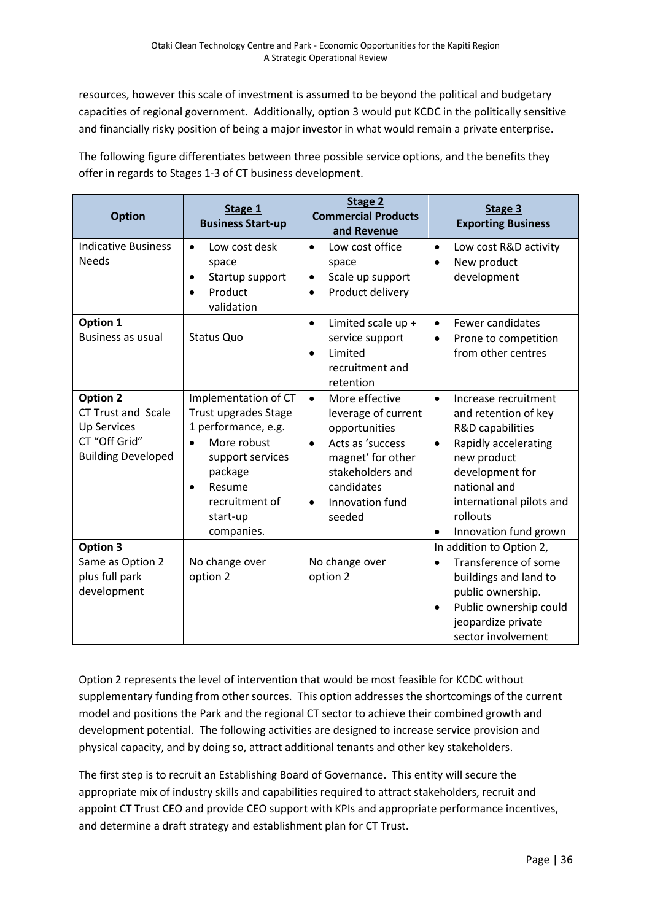resources, however this scale of investment is assumed to be beyond the political and budgetary capacities of regional government. Additionally, option 3 would put KCDC in the politically sensitive and financially risky position of being a major investor in what would remain a private enterprise.

The following figure differentiates between three possible service options, and the benefits they offer in regards to Stages 1-3 of CT business development.

| Option | Stage 1<br>Business Start-up | Stage 2<br>Commercial Products and Revenue | Stage 3<br>Exporting Business |
|---|---|---|---|
| Indicative Business Needs | • Low cost desk space<br>• Startup support<br>• Product validation | • Low cost office space<br>• Scale up support<br>• Product delivery | • Low cost R&D activity<br>• New product development |
| **Option 1**<br>Business as usual | Status Quo | • Limited scale up + service support<br>• Limited recruitment and retention | • Fewer candidates<br>• Prone to competition from other centres |
| **Option 2**<br>CT Trust and Scale Up Services<br>CT "Off Grid" Building Developed | Implementation of CT Trust upgrades Stage 1 performance, e.g.<br>• More robust support services package<br>• Resume recruitment of start-up companies. | • More effective leverage of current opportunities<br>• Acts as 'success magnet' for other stakeholders and candidates<br>• Innovation fund seeded | • Increase recruitment and retention of key R&D capabilities<br>• Rapidly accelerating new product development for national and international pilots and rollouts<br>• Innovation fund grown |
| **Option 3**<br>Same as Option 2 plus full park development | No change over option 2 | No change over option 2 | In addition to Option 2,<br>• Transference of some buildings and land to public ownership.<br>• Public ownership could jeopardize private sector involvement |

Option 2 represents the level of intervention that would be most feasible for KCDC without supplementary funding from other sources. This option addresses the shortcomings of the current model and positions the Park and the regional CT sector to achieve their combined growth and development potential. The following activities are designed to increase service provision and physical capacity, and by doing so, attract additional tenants and other key stakeholders.

The first step is to recruit an Establishing Board of Governance. This entity will secure the appropriate mix of industry skills and capabilities required to attract stakeholders, recruit and appoint CT Trust CEO and provide CEO support with KPIs and appropriate performance incentives, and determine a draft strategy and establishment plan for CT Trust.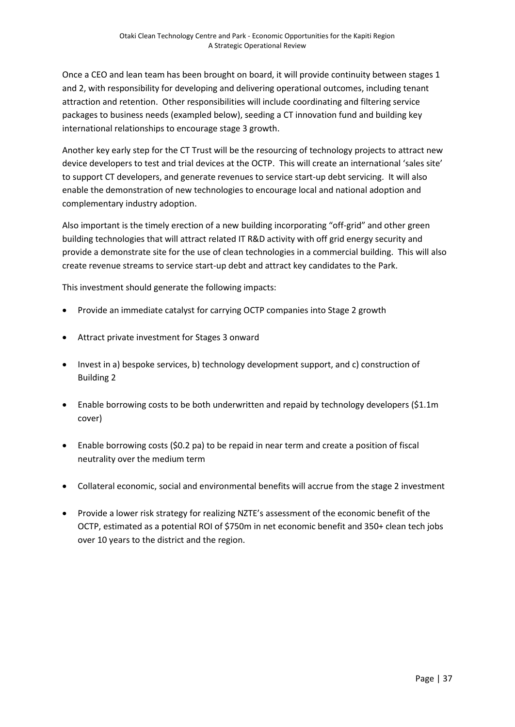Once a CEO and lean team has been brought on board, it will provide continuity between stages 1 and 2, with responsibility for developing and delivering operational outcomes, including tenant attraction and retention. Other responsibilities will include coordinating and filtering service packages to business needs (exampled below), seeding a CT innovation fund and building key international relationships to encourage stage 3 growth.

Another key early step for the CT Trust will be the resourcing of technology projects to attract new device developers to test and trial devices at the OCTP. This will create an international 'sales site' to support CT developers, and generate revenues to service start-up debt servicing. It will also enable the demonstration of new technologies to encourage local and national adoption and complementary industry adoption.

Also important is the timely erection of a new building incorporating "off-grid" and other green building technologies that will attract related IT R&D activity with off grid energy security and provide a demonstrate site for the use of clean technologies in a commercial building. This will also create revenue streams to service start-up debt and attract key candidates to the Park.

This investment should generate the following impacts:

- Provide an immediate catalyst for carrying OCTP companies into Stage 2 growth
- Attract private investment for Stages 3 onward
- Invest in a) bespoke services, b) technology development support, and c) construction of Building 2
- Enable borrowing costs to be both underwritten and repaid by technology developers ($1.1m cover)
- Enable borrowing costs ($0.2 pa) to be repaid in near term and create a position of fiscal neutrality over the medium term
- Collateral economic, social and environmental benefits will accrue from the stage 2 investment
- Provide a lower risk strategy for realizing NZTE's assessment of the economic benefit of the OCTP, estimated as a potential ROI of $750m in net economic benefit and 350+ clean tech jobs over 10 years to the district and the region.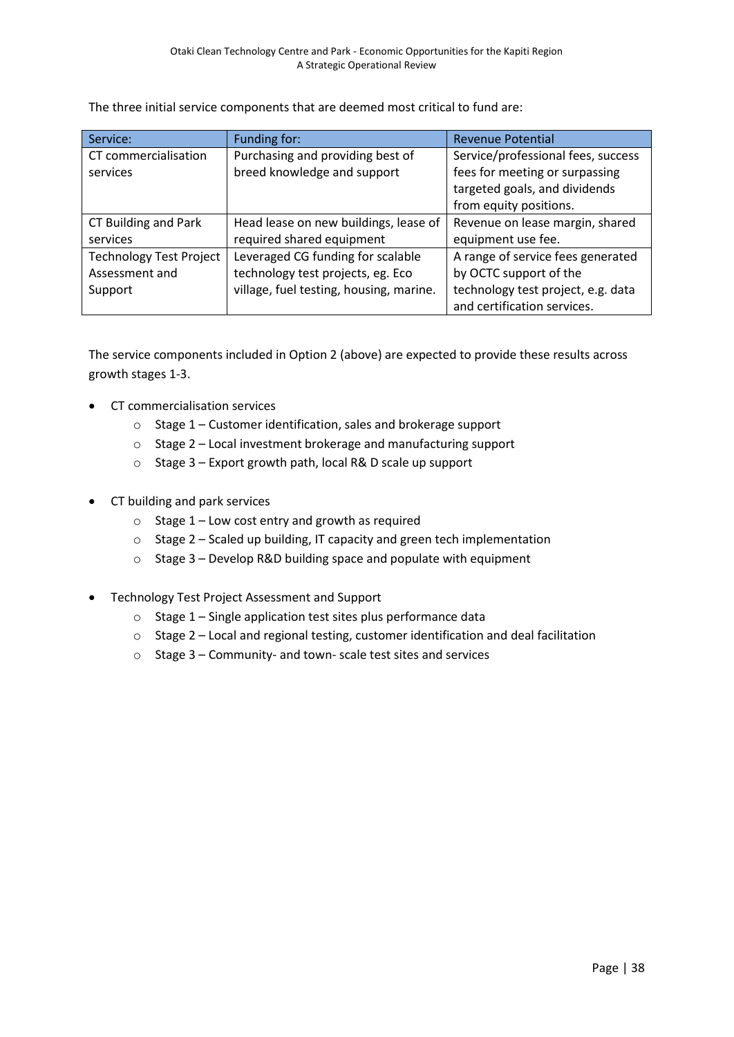The three initial service components that are deemed most critical to fund are:

| Service: | Funding for: | Revenue Potential |
| --- | --- | --- |
| CT commercialisation services | Purchasing and providing best of breed knowledge and support | Service/professional fees, success fees for meeting or surpassing targeted goals, and dividends from equity positions. |
| CT Building and Park services | Head lease on new buildings, lease of required shared equipment | Revenue on lease margin, shared equipment use fee. |
| Technology Test Project Assessment and Support | Leveraged CG funding for scalable technology test projects, eg. Eco village, fuel testing, housing, marine. | A range of service fees generated by OCTC support of the technology test project, e.g. data and certification services. |

The service components included in Option 2 (above) are expected to provide these results across growth stages 1-3.

- CT commercialisation services
    - Stage 1 – Customer identification, sales and brokerage support
    - Stage 2 – Local investment brokerage and manufacturing support
    - Stage 3 – Export growth path, local R& D scale up support

- CT building and park services
    - Stage 1 – Low cost entry and growth as required
    - Stage 2 – Scaled up building, IT capacity and green tech implementation
    - Stage 3 – Develop R&D building space and populate with equipment

- Technology Test Project Assessment and Support
    - Stage 1 – Single application test sites plus performance data
    - Stage 2 – Local and regional testing, customer identification and deal facilitation
    - Stage 3 – Community- and town- scale test sites and services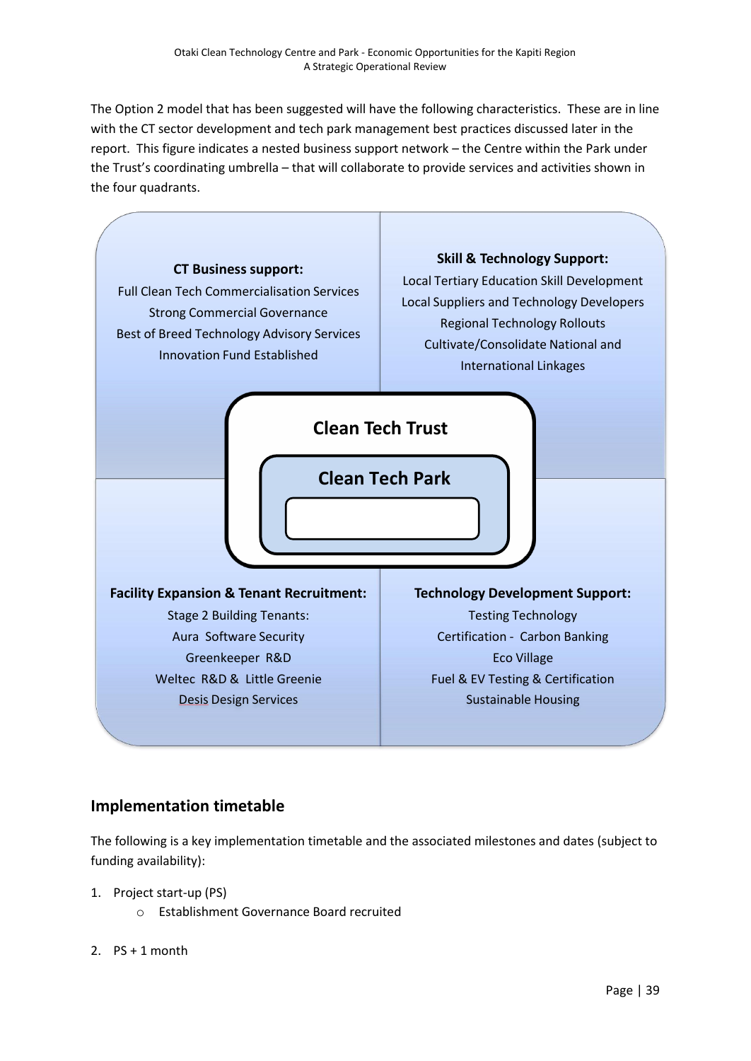The Option 2 model that has been suggested will have the following characteristics. These are in line with the CT sector development and tech park management best practices discussed later in the report. This figure indicates a nested business support network – the Centre within the Park under the Trust's coordinating umbrella – that will collaborate to provide services and activities shown in the four quadrants.

**CT Business support:**
Full Clean Tech Commercialisation Services
Strong Commercial Governance
Best of Breed Technology Advisory Services
Innovation Fund Established

**Skill & Technology Support:**
Local Tertiary Education Skill Development
Local Suppliers and Technology Developers
Regional Technology Rollouts
Cultivate/Consolidate National and International Linkages

**Clean Tech Trust**

**Clean Tech Park**

**Facility Expansion & Tenant Recruitment:**
Stage 2 Building Tenants:
Aura Software Security
Greenkeeper R&D
Weltec R&D & Little Greenie
Desis Design Services

**Technology Development Support:**
Testing Technology
Certification - Carbon Banking
Eco Village
Fuel & EV Testing & Certification
Sustainable Housing

## Implementation timetable

The following is a key implementation timetable and the associated milestones and dates (subject to funding availability):

1. Project start-up (PS)
   - Establishment Governance Board recruited
2. PS + 1 month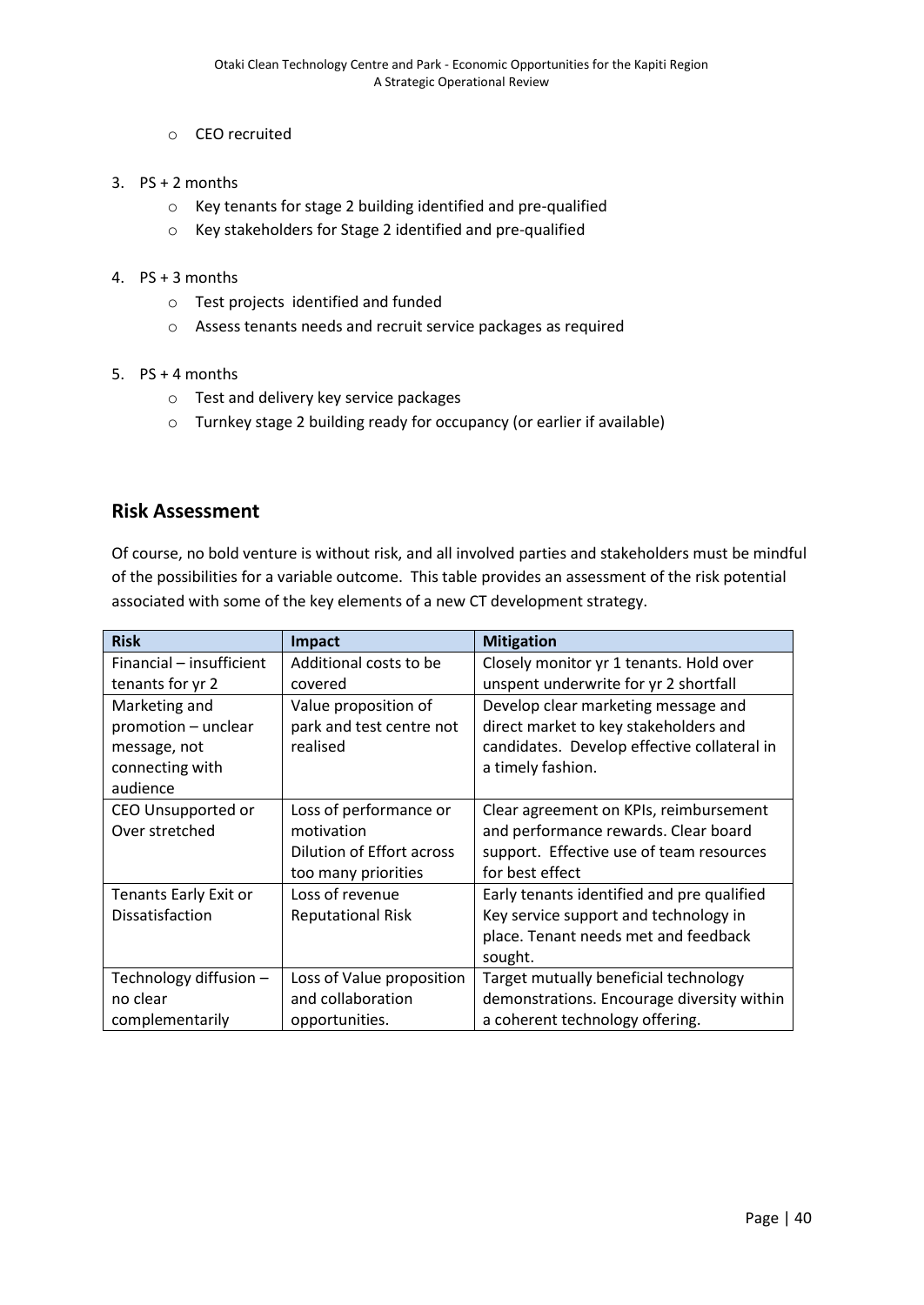- CEO recruited

3. PS + 2 months
    - Key tenants for stage 2 building identified and pre-qualified
    - Key stakeholders for Stage 2 identified and pre-qualified

4. PS + 3 months
    - Test projects identified and funded
    - Assess tenants needs and recruit service packages as required

5. PS + 4 months
    - Test and delivery key service packages
    - Turnkey stage 2 building ready for occupancy (or earlier if available)

## Risk Assessment

Of course, no bold venture is without risk, and all involved parties and stakeholders must be mindful of the possibilities for a variable outcome. This table provides an assessment of the risk potential associated with some of the key elements of a new CT development strategy.

| Risk | Impact | Mitigation |
| --- | --- | --- |
| Financial – insufficient tenants for yr 2 | Additional costs to be covered | Closely monitor yr 1 tenants. Hold over unspent underwrite for yr 2 shortfall |
| Marketing and promotion – unclear message, not connecting with audience | Value proposition of park and test centre not realised | Develop clear marketing message and direct market to key stakeholders and candidates. Develop effective collateral in a timely fashion. |
| CEO Unsupported or Over stretched | Loss of performance or motivation<br>Dilution of Effort across too many priorities | Clear agreement on KPIs, reimbursement and performance rewards. Clear board support. Effective use of team resources for best effect |
| Tenants Early Exit or Dissatisfaction | Loss of revenue<br>Reputational Risk | Early tenants identified and pre qualified<br>Key service support and technology in place. Tenant needs met and feedback sought. |
| Technology diffusion – no clear complementarily | Loss of Value proposition and collaboration opportunities. | Target mutually beneficial technology demonstrations. Encourage diversity within a coherent technology offering. |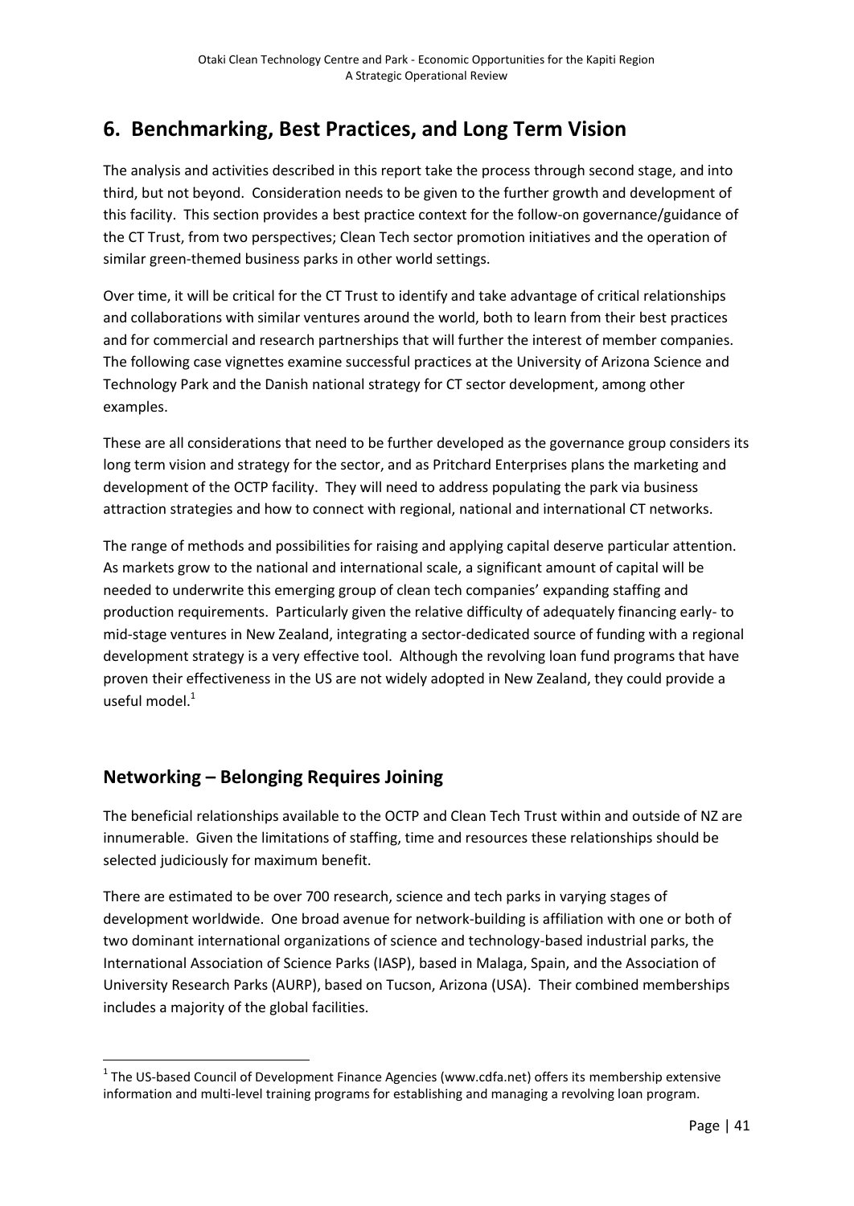# 6. Benchmarking, Best Practices, and Long Term Vision

The analysis and activities described in this report take the process through second stage, and into third, but not beyond. Consideration needs to be given to the further growth and development of this facility. This section provides a best practice context for the follow-on governance/guidance of the CT Trust, from two perspectives; Clean Tech sector promotion initiatives and the operation of similar green-themed business parks in other world settings.

Over time, it will be critical for the CT Trust to identify and take advantage of critical relationships and collaborations with similar ventures around the world, both to learn from their best practices and for commercial and research partnerships that will further the interest of member companies. The following case vignettes examine successful practices at the University of Arizona Science and Technology Park and the Danish national strategy for CT sector development, among other examples.

These are all considerations that need to be further developed as the governance group considers its long term vision and strategy for the sector, and as Pritchard Enterprises plans the marketing and development of the OCTP facility. They will need to address populating the park via business attraction strategies and how to connect with regional, national and international CT networks.

The range of methods and possibilities for raising and applying capital deserve particular attention. As markets grow to the national and international scale, a significant amount of capital will be needed to underwrite this emerging group of clean tech companies' expanding staffing and production requirements. Particularly given the relative difficulty of adequately financing early- to mid-stage ventures in New Zealand, integrating a sector-dedicated source of funding with a regional development strategy is a very effective tool. Although the revolving loan fund programs that have proven their effectiveness in the US are not widely adopted in New Zealand, they could provide a useful model.[1]

## Networking – Belonging Requires Joining

The beneficial relationships available to the OCTP and Clean Tech Trust within and outside of NZ are innumerable. Given the limitations of staffing, time and resources these relationships should be selected judiciously for maximum benefit.

There are estimated to be over 700 research, science and tech parks in varying stages of development worldwide. One broad avenue for network-building is affiliation with one or both of two dominant international organizations of science and technology-based industrial parks, the International Association of Science Parks (IASP), based in Malaga, Spain, and the Association of University Research Parks (AURP), based on Tucson, Arizona (USA). Their combined memberships includes a majority of the global facilities.

[1] The US-based Council of Development Finance Agencies (www.cdfa.net) offers its membership extensive information and multi-level training programs for establishing and managing a revolving loan program.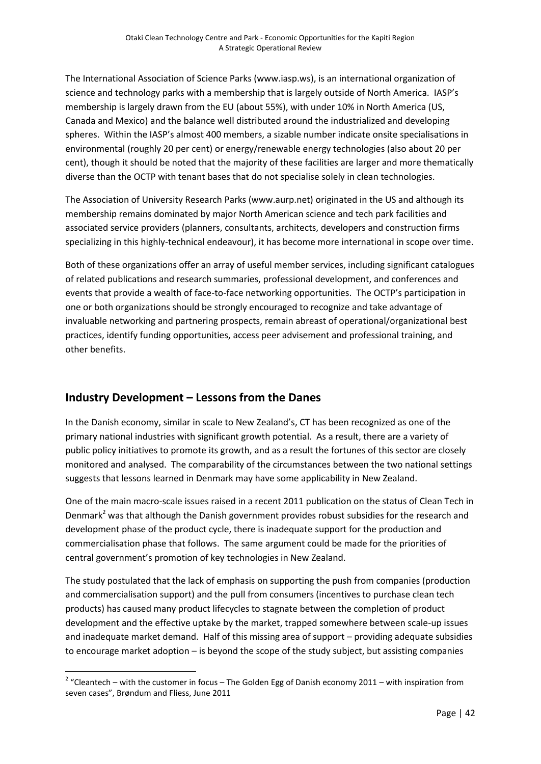The International Association of Science Parks (www.iasp.ws), is an international organization of science and technology parks with a membership that is largely outside of North America. IASP's membership is largely drawn from the EU (about 55%), with under 10% in North America (US, Canada and Mexico) and the balance well distributed around the industrialized and developing spheres. Within the IASP's almost 400 members, a sizable number indicate onsite specialisations in environmental (roughly 20 per cent) or energy/renewable energy technologies (also about 20 per cent), though it should be noted that the majority of these facilities are larger and more thematically diverse than the OCTP with tenant bases that do not specialise solely in clean technologies.

The Association of University Research Parks (www.aurp.net) originated in the US and although its membership remains dominated by major North American science and tech park facilities and associated service providers (planners, consultants, architects, developers and construction firms specializing in this highly-technical endeavour), it has become more international in scope over time.

Both of these organizations offer an array of useful member services, including significant catalogues of related publications and research summaries, professional development, and conferences and events that provide a wealth of face-to-face networking opportunities. The OCTP's participation in one or both organizations should be strongly encouraged to recognize and take advantage of invaluable networking and partnering prospects, remain abreast of operational/organizational best practices, identify funding opportunities, access peer advisement and professional training, and other benefits.

## Industry Development – Lessons from the Danes

In the Danish economy, similar in scale to New Zealand's, CT has been recognized as one of the primary national industries with significant growth potential. As a result, there are a variety of public policy initiatives to promote its growth, and as a result the fortunes of this sector are closely monitored and analysed. The comparability of the circumstances between the two national settings suggests that lessons learned in Denmark may have some applicability in New Zealand.

One of the main macro-scale issues raised in a recent 2011 publication on the status of Clean Tech in Denmark[2] was that although the Danish government provides robust subsidies for the research and development phase of the product cycle, there is inadequate support for the production and commercialisation phase that follows. The same argument could be made for the priorities of central government's promotion of key technologies in New Zealand.

The study postulated that the lack of emphasis on supporting the push from companies (production and commercialisation support) and the pull from consumers (incentives to purchase clean tech products) has caused many product lifecycles to stagnate between the completion of product development and the effective uptake by the market, trapped somewhere between scale-up issues and inadequate market demand. Half of this missing area of support – providing adequate subsidies to encourage market adoption – is beyond the scope of the study subject, but assisting companies

[2] "Cleantech – with the customer in focus – The Golden Egg of Danish economy 2011 – with inspiration from seven cases", Brøndum and Fliess, June 2011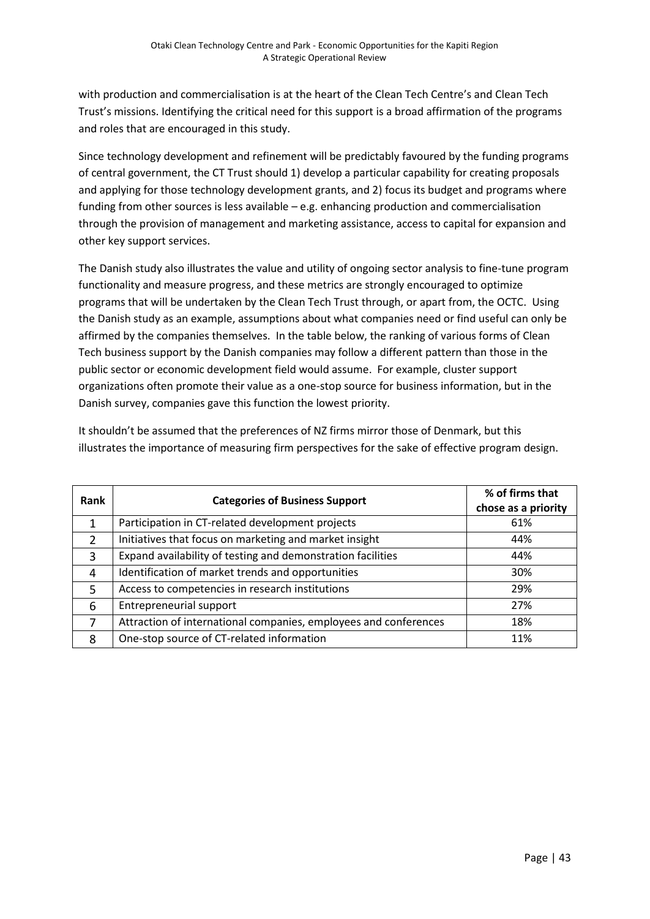with production and commercialisation is at the heart of the Clean Tech Centre's and Clean Tech Trust's missions. Identifying the critical need for this support is a broad affirmation of the programs and roles that are encouraged in this study.

Since technology development and refinement will be predictably favoured by the funding programs of central government, the CT Trust should 1) develop a particular capability for creating proposals and applying for those technology development grants, and 2) focus its budget and programs where funding from other sources is less available – e.g. enhancing production and commercialisation through the provision of management and marketing assistance, access to capital for expansion and other key support services.

The Danish study also illustrates the value and utility of ongoing sector analysis to fine-tune program functionality and measure progress, and these metrics are strongly encouraged to optimize programs that will be undertaken by the Clean Tech Trust through, or apart from, the OCTC. Using the Danish study as an example, assumptions about what companies need or find useful can only be affirmed by the companies themselves. In the table below, the ranking of various forms of Clean Tech business support by the Danish companies may follow a different pattern than those in the public sector or economic development field would assume. For example, cluster support organizations often promote their value as a one-stop source for business information, but in the Danish survey, companies gave this function the lowest priority.

It shouldn't be assumed that the preferences of NZ firms mirror those of Denmark, but this illustrates the importance of measuring firm perspectives for the sake of effective program design.

| Rank | Categories of Business Support | % of firms that chose as a priority |
|---|---|---|
| 1 | Participation in CT-related development projects | 61% |
| 2 | Initiatives that focus on marketing and market insight | 44% |
| 3 | Expand availability of testing and demonstration facilities | 44% |
| 4 | Identification of market trends and opportunities | 30% |
| 5 | Access to competencies in research institutions | 29% |
| 6 | Entrepreneurial support | 27% |
| 7 | Attraction of international companies, employees and conferences | 18% |
| 8 | One-stop source of CT-related information | 11% |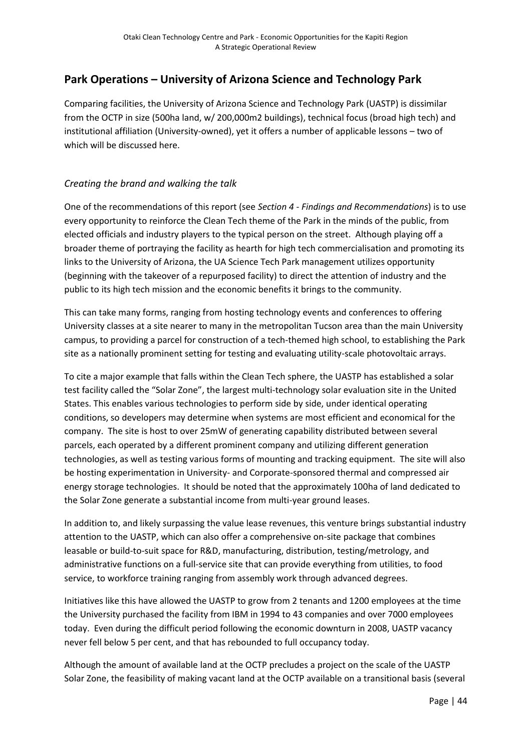## Park Operations – University of Arizona Science and Technology Park

Comparing facilities, the University of Arizona Science and Technology Park (UASTP) is dissimilar from the OCTP in size (500ha land, w/ 200,000m2 buildings), technical focus (broad high tech) and institutional affiliation (University-owned), yet it offers a number of applicable lessons – two of which will be discussed here.

### *Creating the brand and walking the talk*

One of the recommendations of this report (see *Section 4 - Findings and Recommendations*) is to use every opportunity to reinforce the Clean Tech theme of the Park in the minds of the public, from elected officials and industry players to the typical person on the street. Although playing off a broader theme of portraying the facility as hearth for high tech commercialisation and promoting its links to the University of Arizona, the UA Science Tech Park management utilizes opportunity (beginning with the takeover of a repurposed facility) to direct the attention of industry and the public to its high tech mission and the economic benefits it brings to the community.

This can take many forms, ranging from hosting technology events and conferences to offering University classes at a site nearer to many in the metropolitan Tucson area than the main University campus, to providing a parcel for construction of a tech-themed high school, to establishing the Park site as a nationally prominent setting for testing and evaluating utility-scale photovoltaic arrays.

To cite a major example that falls within the Clean Tech sphere, the UASTP has established a solar test facility called the "Solar Zone", the largest multi-technology solar evaluation site in the United States. This enables various technologies to perform side by side, under identical operating conditions, so developers may determine when systems are most efficient and economical for the company. The site is host to over 25mW of generating capability distributed between several parcels, each operated by a different prominent company and utilizing different generation technologies, as well as testing various forms of mounting and tracking equipment. The site will also be hosting experimentation in University- and Corporate-sponsored thermal and compressed air energy storage technologies. It should be noted that the approximately 100ha of land dedicated to the Solar Zone generate a substantial income from multi-year ground leases.

In addition to, and likely surpassing the value lease revenues, this venture brings substantial industry attention to the UASTP, which can also offer a comprehensive on-site package that combines leasable or build-to-suit space for R&D, manufacturing, distribution, testing/metrology, and administrative functions on a full-service site that can provide everything from utilities, to food service, to workforce training ranging from assembly work through advanced degrees.

Initiatives like this have allowed the UASTP to grow from 2 tenants and 1200 employees at the time the University purchased the facility from IBM in 1994 to 43 companies and over 7000 employees today. Even during the difficult period following the economic downturn in 2008, UASTP vacancy never fell below 5 per cent, and that has rebounded to full occupancy today.

Although the amount of available land at the OCTP precludes a project on the scale of the UASTP Solar Zone, the feasibility of making vacant land at the OCTP available on a transitional basis (several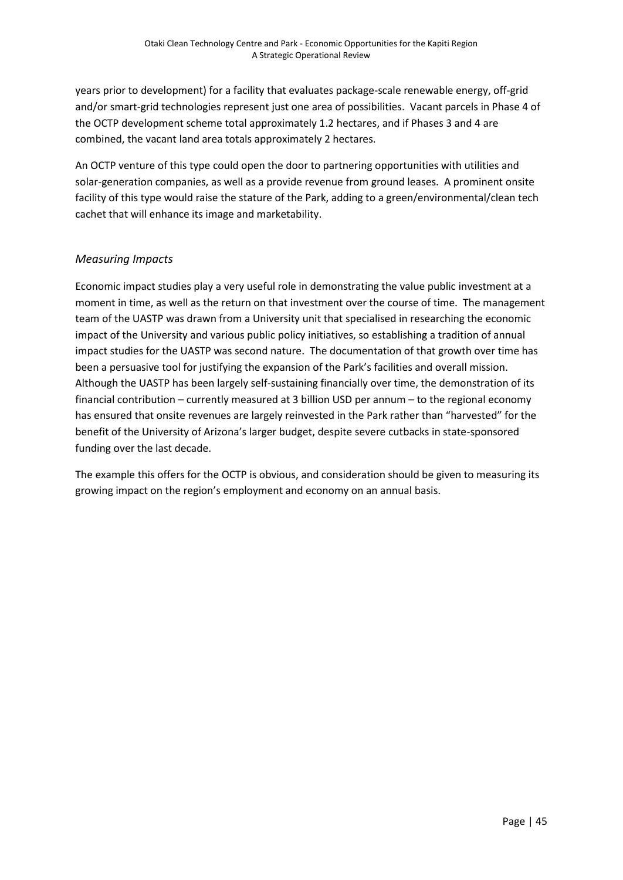years prior to development) for a facility that evaluates package-scale renewable energy, off-grid and/or smart-grid technologies represent just one area of possibilities. Vacant parcels in Phase 4 of the OCTP development scheme total approximately 1.2 hectares, and if Phases 3 and 4 are combined, the vacant land area totals approximately 2 hectares.

An OCTP venture of this type could open the door to partnering opportunities with utilities and solar-generation companies, as well as a provide revenue from ground leases. A prominent onsite facility of this type would raise the stature of the Park, adding to a green/environmental/clean tech cachet that will enhance its image and marketability.

### *Measuring Impacts*

Economic impact studies play a very useful role in demonstrating the value public investment at a moment in time, as well as the return on that investment over the course of time. The management team of the UASTP was drawn from a University unit that specialised in researching the economic impact of the University and various public policy initiatives, so establishing a tradition of annual impact studies for the UASTP was second nature. The documentation of that growth over time has been a persuasive tool for justifying the expansion of the Park's facilities and overall mission. Although the UASTP has been largely self-sustaining financially over time, the demonstration of its financial contribution – currently measured at 3 billion USD per annum – to the regional economy has ensured that onsite revenues are largely reinvested in the Park rather than "harvested" for the benefit of the University of Arizona's larger budget, despite severe cutbacks in state-sponsored funding over the last decade.

The example this offers for the OCTP is obvious, and consideration should be given to measuring its growing impact on the region's employment and economy on an annual basis.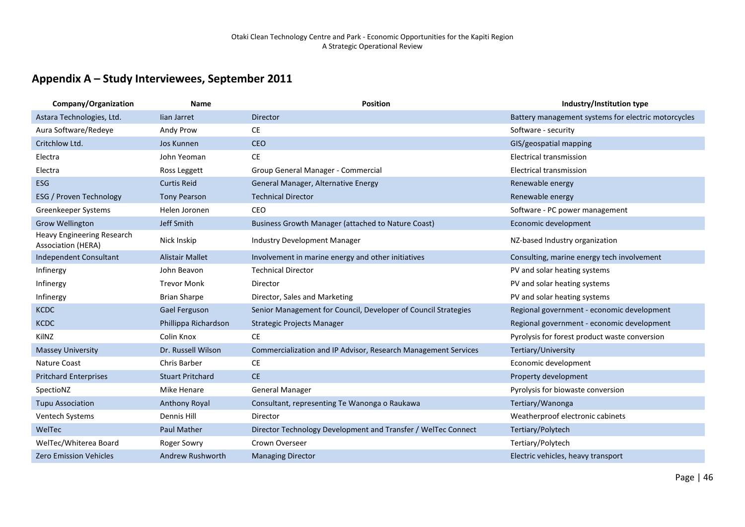## Appendix A – Study Interviewees, September 2011

| Company/Organization | Name | Position | Industry/Institution type |
|---|---|---|---|
| Astara Technologies, Ltd. | Iian Jarret | Director | Battery management systems for electric motorcycles |
| Aura Software/Redeye | Andy Prow | CE | Software - security |
| Critchlow Ltd. | Jos Kunnen | CEO | GIS/geospatial mapping |
| Electra | John Yeoman | CE | Electrical transmission |
| Electra | Ross Leggett | Group General Manager - Commercial | Electrical transmission |
| ESG | Curtis Reid | General Manager, Alternative Energy | Renewable energy |
| ESG / Proven Technology | Tony Pearson | Technical Director | Renewable energy |
| Greenkeeper Systems | Helen Joronen | CEO | Software - PC power management |
| Grow Wellington | Jeff Smith | Business Growth Manager (attached to Nature Coast) | Economic development |
| Heavy Engineering Research Association (HERA) | Nick Inskip | Industry Development Manager | NZ-based Industry organization |
| Independent Consultant | Alistair Mallet | Involvement in marine energy and other initiatives | Consulting, marine energy tech involvement |
| Infinergy | John Beavon | Technical Director | PV and solar heating systems |
| Infinergy | Trevor Monk | Director | PV and solar heating systems |
| Infinergy | Brian Sharpe | Director, Sales and Marketing | PV and solar heating systems |
| KCDC | Gael Ferguson | Senior Management for Council, Developer of Council Strategies | Regional government - economic development |
| KCDC | Phillippa Richardson | Strategic Projects Manager | Regional government - economic development |
| KilNZ | Colin Knox | CE | Pyrolysis for forest product waste conversion |
| Massey University | Dr. Russell Wilson | Commercialization and IP Advisor, Research Management Services | Tertiary/University |
| Nature Coast | Chris Barber | CE | Economic development |
| Pritchard Enterprises | Stuart Pritchard | CE | Property development |
| SpectioNZ | Mike Henare | General Manager | Pyrolysis for biowaste conversion |
| Tupu Association | Anthony Royal | Consultant, representing Te Wanonga o Raukawa | Tertiary/Wanonga |
| Ventech Systems | Dennis Hill | Director | Weatherproof electronic cabinets |
| WelTec | Paul Mather | Director Technology Development and Transfer / WelTec Connect | Tertiary/Polytech |
| WelTec/Whiterea Board | Roger Sowry | Crown Overseer | Tertiary/Polytech |
| Zero Emission Vehicles | Andrew Rushworth | Managing Director | Electric vehicles, heavy transport |